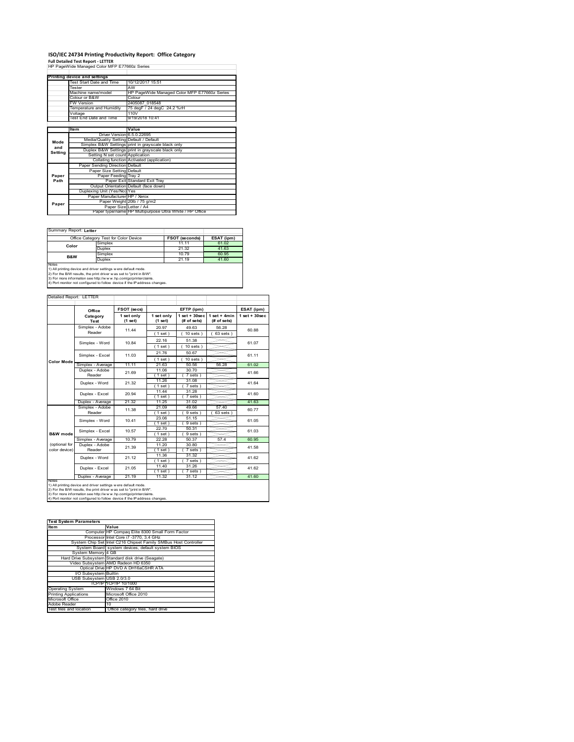# ISO/IEC 24734 Printing Productivity Report: Office Category

**Full Detailed Test Report - LETTER**

HP PageWide Managed Color MFP E77660z Series

| Printing device and settings | |
|---|---|
| Test Start Date and Time | 10/12/2017 15:51 |
| Tester | AW |
| Machine name/model | HP PageWide Managed Color MFP E77660z Series |
| Colour or B&W | Colour |
| FW Version | 2405087_018548 |
| Temperature and Humidity | 75 degF / 24 degC 24.2 %rH |
| Voltage | 110V |
| Test End Date and Time | 9/19/2018 10:41 |

| | Item | Value |
|---|---|---|
| Mode and Setting | Driver Version | 6.5.0.22695 |
| | Media/Quality Setting | Default / Default |
| | Simplex B&W Settings | print in grayscale black only |
| | Duplex B&W Settings | print in grayscale black only |
| | Setting N set count | Application |
| | Collating function | Activated (application) |
| Paper Path | Paper Sending Direction | Default |
| | Paper Size Setting | Default |
| | Paper Feeding | Tray 2 |
| | Paper Exit | Standard Exit Tray |
| | Output Orientation | Default (face down) |
| | Duplexing Unit (Yes/No) | Yes |
| Paper | Paper Manufacturer | HP / Xerox |
| | Paper Weight | 20lb / 75 g/m2 |
| | Paper Size | Letter / A4 |
| | Paper type/name | HP Multipurpose Ultra White / HP Office |

Summary Report: **Letter**

| Office Category Test for Color Device | | FSOT (seconds) | ESAT (ipm) |
|---|---|---|---|
| Color | Simplex | 11.11 | 61.02 |
| | Duplex | 21.32 | 41.63 |
| B&W | Simplex | 10.79 | 60.95 |
| | Duplex | 21.19 | 41.60 |

Notes
1) All printing device and driver settings were default mode.
2) For the B/W results, the print driver was set to "print in B/W".
3) For more information see http://www.hp.com/go/printerclaims.
4) Port monitor not configured to follow device if the IP address changes.

Detailed Report: LETTER

| | Office Category Test | FSOT (secs) | EFTP (ipm) | | | ESAT (ipm) |
|---|---|---|---|---|---|---|
| | | 1 set only (1 set) | 1 set only (1 set) | 1 set + 30sec (# of sets) | 1 set + 4min (# of sets) | 1 set + 30sec |
| Color Mode | Simplex - Adobe Reader | 11.44 | 20.97 (1 set) | 49.63 (10 sets) | 56.28 (63 sets) | 60.88 |
| | Simplex - Word | 10.84 | 22.16 (1 set) | 51.38 (10 sets) | | 61.07 |
| | Simplex - Excel | 11.03 | 21.76 (1 set) | 50.67 (10 sets) | | 61.11 |
| | Simplex - Average | 11.11 | 21.63 | 50.56 | 56.28 | 61.02 |
| | Duplex - Adobe Reader | 21.69 | 11.06 (1 set) | 30.70 (7 sets) | | 41.66 |
| | Duplex - Word | 21.32 | 11.26 (1 set) | 31.08 (7 sets) | | 41.64 |
| | Duplex - Excel | 20.94 | 11.44 (1 set) | 31.28 (7 sets) | | 41.60 |
| | Duplex - Average | 21.32 | 11.25 | 31.02 | | 41.63 |
| B&W mode (optional for color device) | Simplex - Adobe Reader | 11.38 | 21.09 (1 set) | 49.66 (9 sets) | 57.40 (63 sets) | 60.77 |
| | Simplex - Word | 10.41 | 23.06 (1 set) | 51.15 (9 sets) | | 61.05 |
| | Simplex - Excel | 10.57 | 22.70 (1 set) | 50.31 (9 sets) | | 61.03 |
| | Simplex - Average | 10.79 | 22.28 | 50.37 | 57.4 | 60.95 |
| | Duplex - Adobe Reader | 21.39 | 11.20 (1 set) | 30.80 (7 sets) | | 41.58 |
| | Duplex - Word | 21.12 | 11.36 (1 set) | 31.32 (7 sets) | | 41.62 |
| | Duplex - Excel | 21.05 | 11.40 (1 set) | 31.26 (7 sets) | | 41.62 |
| | Duplex - Average | 21.19 | 11.32 | 31.12 | | 41.60 |

Notes
1) All printing device and driver settings were default mode.
2) For the B/W results, the print driver was set to "print in B/W".
3) For more information see http://www.hp.com/go/printerclaims.
4) Port monitor not configured to follow device if the IP address changes.

| Test System Parameters | |
|---|---|
| Item | Value |
| Computer | HP Compaq Elite 8300 Small Form Factor |
| Processor | Intel Core i7 -3770, 3.4 GHz |
| System Chip Set | Intel C216 Chipset Family SMBus Host Controller |
| System Board | system devices, default system BIOS |
| System Memory | 4 GB |
| Hard Drive Subsystem | Standard disk drive (Seagate) |
| Video Subsystem | AMD Radeon HD 6350 |
| Optical Drive | HP DVD A DH16aCSHR ATA |
| I/O Subsystem | Builtin |
| USB Subsystem | USB 2.0/3.0 |
| TCP/IP | TCP/IP 10/1000 |
| Operating System | Windows 7 64 Bit |
| Printing Applications | Microsoft Office 2010 |
| Microsoft Office | Office 2010 |
| Adobe Reader | 10 |
| Test files and location | Office category files, hard drive |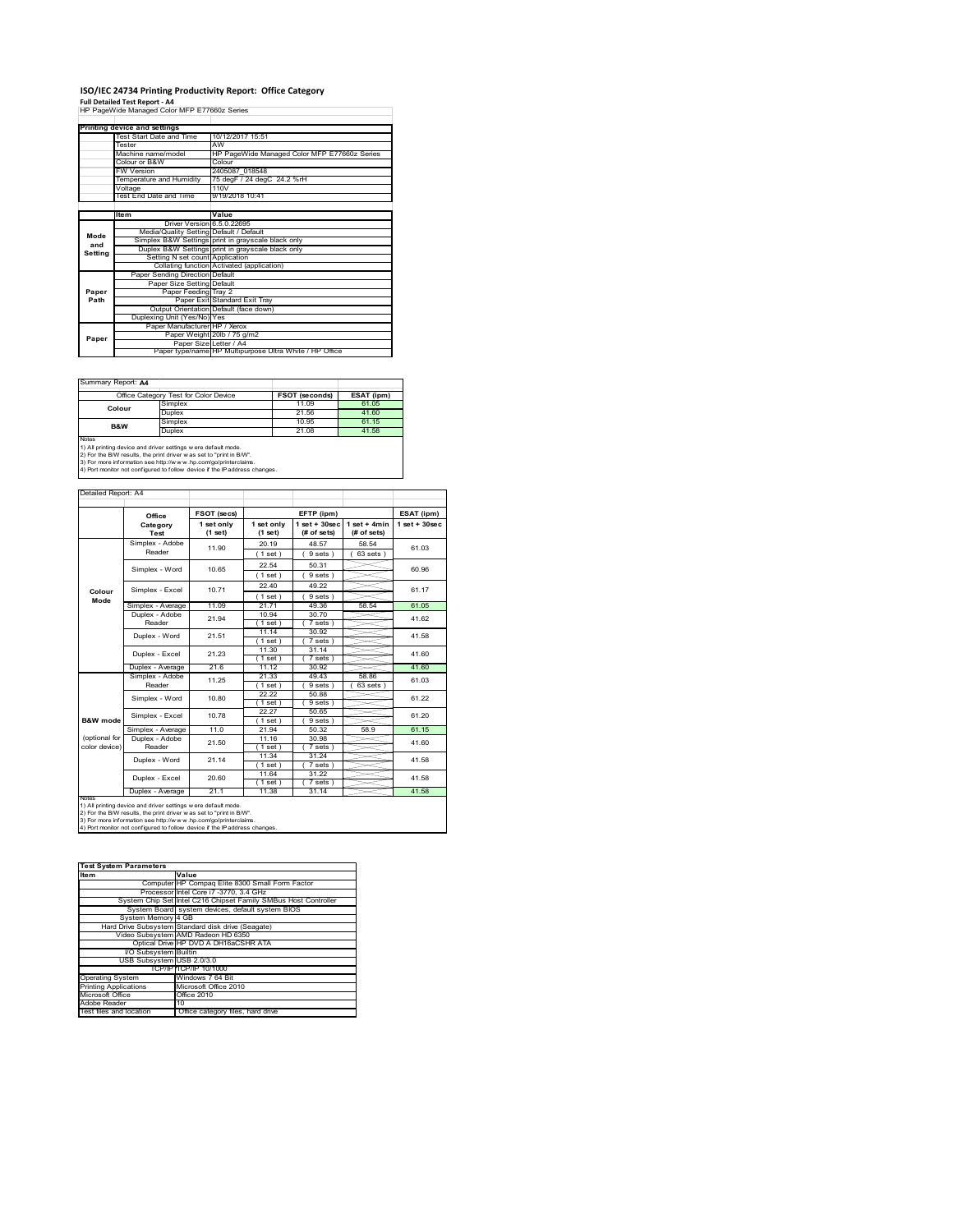# ISO/IEC 24734 Printing Productivity Report: Office Category

**Full Detailed Test Report - A4**

HP PageWide Managed Color MFP E77660z Series

| Printing device and settings | |
|---|---|
| Test Start Date and Time | 10/12/2017 15:51 |
| Tester | AW |
| Machine name/model | HP PageWide Managed Color MFP E77660z Series |
| Colour or B&W | Colour |
| FW Version | 2405087_018548 |
| Temperature and Humidity | 75 degF / 24 degC 24.2 %rH |
| Voltage | 110V |
| Test End Date and Time | 9/19/2018 10:41 |

| | Item | Value |
|---|---|---|
| Mode and Setting | Driver Version | 6.5.0.22695 |
| | Media/Quality Setting | Default / Default |
| | Simplex B&W Settings | print in grayscale black only |
| | Duplex B&W Settings | print in grayscale black only |
| | Setting N set count | Application |
| | Collating function | Activated (application) |
| Paper Path | Paper Sending Direction | Default |
| | Paper Size Setting | Default |
| | Paper Feeding | Tray 2 |
| | Paper Exit | Standard Exit Tray |
| | Output Orientation | Default (face down) |
| | Duplexing Unit (Yes/No) | Yes |
| Paper | Paper Manufacturer | HP / Xerox |
| | Paper Weight | 20lb / 75 g/m2 |
| | Paper Size | Letter / A4 |
| | Paper type/name | HP Multipurpose Ultra White / HP Office |

Summary Report: **A4**

| Office Category Test for Color Device | | FSOT (seconds) | ESAT (ipm) |
|---|---|---|---|
| Colour | Simplex | 11.09 | 61.05 |
| | Duplex | 21.56 | 41.60 |
| B&W | Simplex | 10.95 | 61.15 |
| | Duplex | 21.08 | 41.58 |

Notes
1) All printing device and driver settings were default mode.
2) For the B/W results, the print driver was set to "print in B/W".
3) For more information see http://www.hp.com/go/printerclaims.
4) Port monitor not configured to follow device if the IP address changes.

Detailed Report: A4

| | Office Category Test | FSOT (secs) 1 set only (1 set) | EFTP (ipm) 1 set only (1 set) | EFTP (ipm) 1 set + 30sec (# of sets) | EFTP (ipm) 1 set + 4min (# of sets) | ESAT (ipm) 1 set + 30sec |
|---|---|---|---|---|---|---|
| Colour Mode | Simplex - Adobe Reader | 11.90 | 20.19 (1 set) | 48.57 (9 sets) | 58.54 (63 sets) | 61.03 |
| | Simplex - Word | 10.65 | 22.54 (1 set) | 50.31 (9 sets) | | 60.96 |
| | Simplex - Excel | 10.71 | 22.40 (1 set) | 49.22 (9 sets) | | 61.17 |
| | Simplex - Average | 11.09 | 21.71 | 49.36 | 58.54 | 61.05 |
| | Duplex - Adobe Reader | 21.94 | 10.94 (1 set) | 30.70 (7 sets) | | 41.62 |
| | Duplex - Word | 21.51 | 11.14 (1 set) | 30.92 (7 sets) | | 41.58 |
| | Duplex - Excel | 21.23 | 11.30 (1 set) | 31.14 (7 sets) | | 41.60 |
| | Duplex - Average | 21.6 | 11.12 | 30.92 | | 41.60 |
| B&W mode (optional for color device) | Simplex - Adobe Reader | 11.25 | 21.33 (1 set) | 49.43 (9 sets) | 58.86 (63 sets) | 61.03 |
| | Simplex - Word | 10.80 | 22.22 (1 set) | 50.88 (9 sets) | | 61.22 |
| | Simplex - Excel | 10.78 | 22.27 (1 set) | 50.65 (9 sets) | | 61.20 |
| | Simplex - Average | 11.0 | 21.94 | 50.32 | 58.9 | 61.15 |
| | Duplex - Adobe Reader | 21.50 | 11.16 (1 set) | 30.98 (7 sets) | | 41.60 |
| | Duplex - Word | 21.14 | 11.34 (1 set) | 31.24 (7 sets) | | 41.58 |
| | Duplex - Excel | 20.60 | 11.64 (1 set) | 31.22 (7 sets) | | 41.58 |
| | Duplex - Average | 21.1 | 11.38 | 31.14 | | 41.58 |

Notes
1) All printing device and driver settings were default mode.
2) For the B/W results, the print driver was set to "print in B/W".
3) For more information see http://www.hp.com/go/printerclaims.
4) Port monitor not configured to follow device if the IP address changes.

| Test System Parameters | |
|---|---|
| Item | Value |
| Computer | HP Compaq Elite 8300 Small Form Factor |
| Processor | Intel Core i7 -3770, 3.4 GHz |
| System Chip Set | Intel C216 Chipset Family SMBus Host Controller |
| System Board | system devices, default system BIOS |
| System Memory | 4 GB |
| Hard Drive Subsystem | Standard disk drive (Seagate) |
| Video Subsystem | AMD Radeon HD 6350 |
| Optical Drive | HP DVD A DH16aCSHR ATA |
| I/O Subsystem | Builtin |
| USB Subsystem | USB 2.0/3.0 |
| TCP/IP | TCP/IP 10/1000 |
| Operating System | Windows 7 64 Bit |
| Printing Applications | Microsoft Office 2010 |
| Microsoft Office | Office 2010 |
| Adobe Reader | 10 |
| Test files and location | Office category files, hard drive |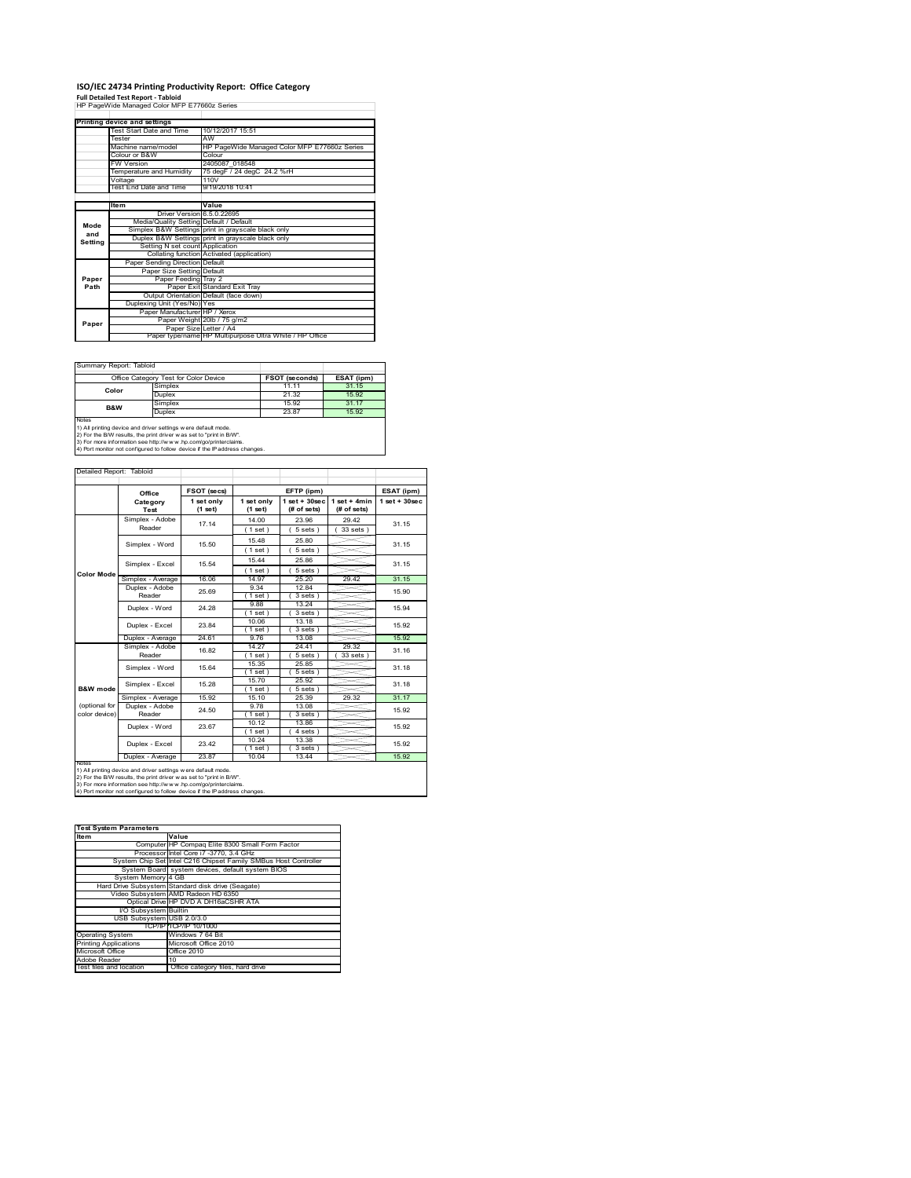# ISO/IEC 24734 Printing Productivity Report: Office Category

**Full Detailed Test Report - Tabloid**

HP PageWide Managed Color MFP E77660z Series

| Printing device and settings | |
|---|---|
| Test Start Date and Time | 10/12/2017 15:51 |
| Tester | AW |
| Machine name/model | HP PageWide Managed Color MFP E77660z Series |
| Colour or B&W | Colour |
| FW Version | 2405087_018548 |
| Temperature and Humidity | 75 degF / 24 degC 24.2 %rH |
| Voltage | 110V |
| Test End Date and Time | 9/19/2018 10:41 |

| | Item | Value |
|---|---|---|
| Mode and Setting | Driver Version | 6.5.0.22695 |
| | Media/Quality Setting | Default / Default |
| | Simplex B&W Settings | print in grayscale black only |
| | Duplex B&W Settings | print in grayscale black only |
| | Setting N set count | Application |
| | Collating function | Activated (application) |
| Paper Path | Paper Sending Direction | Default |
| | Paper Size Setting | Default |
| | Paper Feeding | Tray 2 |
| | Paper Exit | Standard Exit Tray |
| | Output Orientation | Default (face down) |
| | Duplexing Unit (Yes/No) | Yes |
| Paper | Paper Manufacturer | HP / Xerox |
| | Paper Weight | 20lb / 75 g/m2 |
| | Paper Size | Letter / A4 |
| | Paper type/name | HP Multipurpose Ultra White / HP Office |

Summary Report: Tabloid

| Office Category Test for Color Device | | FSOT (seconds) | ESAT (ipm) |
|---|---|---|---|
| Color | Simplex | 11.11 | 31.15 |
| | Duplex | 21.32 | 15.92 |
| B&W | Simplex | 15.92 | 31.17 |
| | Duplex | 23.87 | 15.92 |

Notes
1) All printing device and driver settings were default mode.
2) For the B/W results, the print driver was set to "print in B/W".
3) For more information see http://www.hp.com/go/printerclaims.
4) Port monitor not configured to follow device if the IP address changes.

Detailed Report: Tabloid

| | Office Category Test | FSOT (secs) 1 set only (1 set) | EFTP (ipm) 1 set only (1 set) | EFTP (ipm) 1 set + 30sec (# of sets) | EFTP (ipm) 1 set + 4min (# of sets) | ESAT (ipm) 1 set + 30sec |
|---|---|---|---|---|---|---|
| Color Mode | Simplex - Adobe Reader | 17.14 | 14.00 (1 set) | 23.96 (5 sets) | 29.42 (33 sets) | 31.15 |
| | Simplex - Word | 15.50 | 15.48 (1 set) | 25.80 (5 sets) | | 31.15 |
| | Simplex - Excel | 15.54 | 15.44 (1 set) | 25.86 (5 sets) | | 31.15 |
| | Simplex - Average | 16.06 | 14.97 | 25.20 | 29.42 | 31.15 |
| | Duplex - Adobe Reader | 25.69 | 9.34 (1 set) | 12.84 (3 sets) | | 15.90 |
| | Duplex - Word | 24.28 | 9.88 (1 set) | 13.24 (3 sets) | | 15.94 |
| | Duplex - Excel | 23.84 | 10.06 (1 set) | 13.18 (3 sets) | | 15.92 |
| | Duplex - Average | 24.61 | 9.76 | 13.08 | | 15.92 |
| B&W mode (optional for color device) | Simplex - Adobe Reader | 16.82 | 14.27 (1 set) | 24.41 (5 sets) | 29.32 (33 sets) | 31.16 |
| | Simplex - Word | 15.64 | 15.35 (1 set) | 25.85 (5 sets) | | 31.18 |
| | Simplex - Excel | 15.28 | 15.70 (1 set) | 25.92 (5 sets) | | 31.18 |
| | Simplex - Average | 15.92 | 15.10 | 25.39 | 29.32 | 31.17 |
| | Duplex - Adobe Reader | 24.50 | 9.78 (1 set) | 13.08 (3 sets) | | 15.92 |
| | Duplex - Word | 23.67 | 10.12 (1 set) | 13.86 (4 sets) | | 15.92 |
| | Duplex - Excel | 23.42 | 10.24 (1 set) | 13.38 (3 sets) | | 15.92 |
| | Duplex - Average | 23.87 | 10.04 | 13.44 | | 15.92 |

Notes
1) All printing device and driver settings were default mode.
2) For the B/W results, the print driver was set to "print in B/W".
3) For more information see http://www.hp.com/go/printerclaims.
4) Port monitor not configured to follow device if the IP address changes.

| Test System Parameters | |
|---|---|
| **Item** | **Value** |
| Computer | HP Compaq Elite 8300 Small Form Factor |
| Processor | Intel Core i7 -3770, 3.4 GHz |
| System Chip Set | Intel C216 Chipset Family SMBus Host Controller |
| System Board | system devices, default system BIOS |
| System Memory | 4 GB |
| Hard Drive Subsystem | Standard disk drive (Seagate) |
| Video Subsystem | AMD Radeon HD 6350 |
| Optical Drive | HP DVD A DH16aCSHR ATA |
| I/O Subsystem | Builtin |
| USB Subsystem | USB 2.0/3.0 |
| TCP/IP | TCP/IP 10/1000 |
| Operating System | Windows 7 64 Bit |
| Printing Applications | Microsoft Office 2010 |
| Microsoft Office | Office 2010 |
| Adobe Reader | 10 |
| Test files and location | Office category files, hard drive |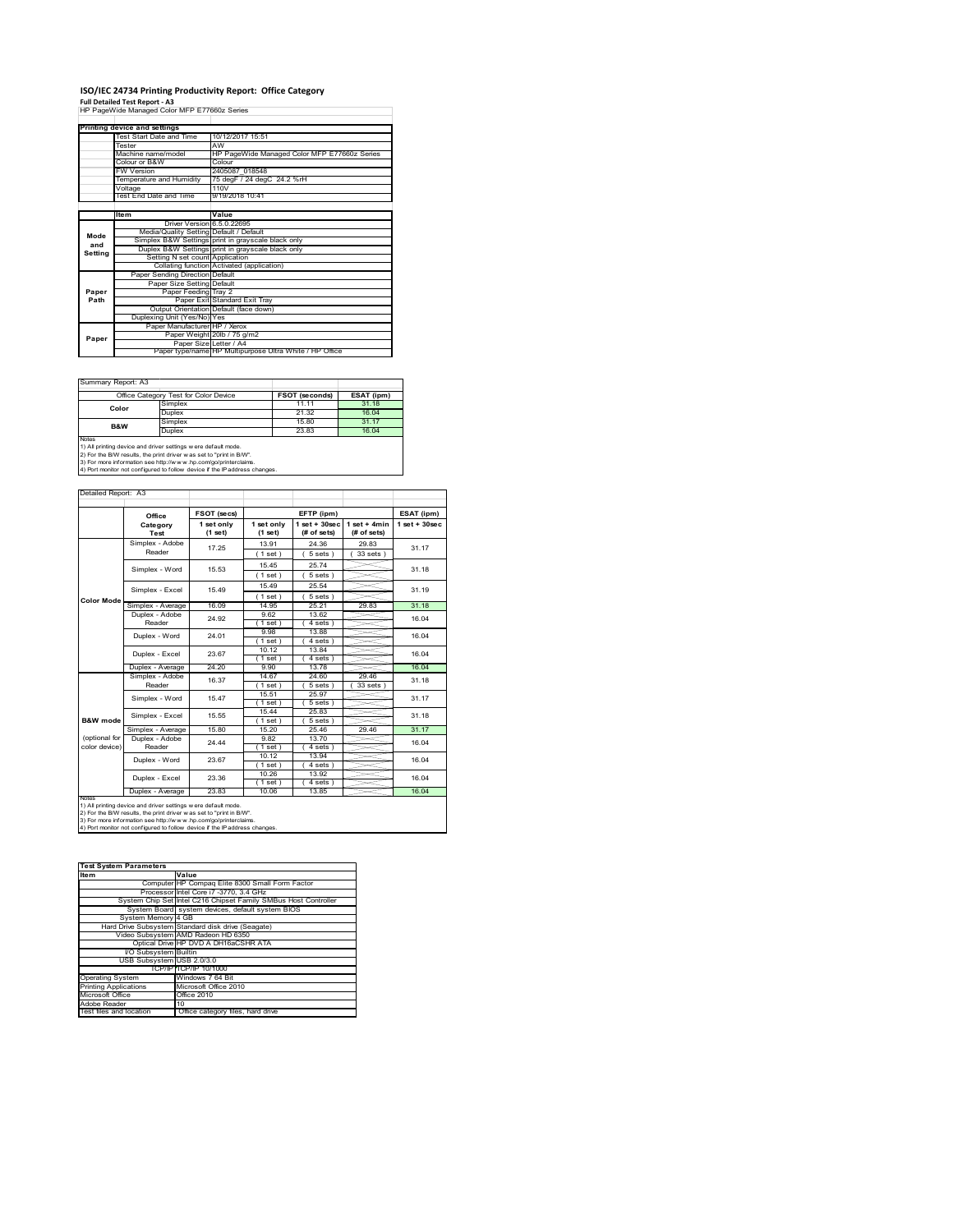# ISO/IEC 24734 Printing Productivity Report: Office Category

**Full Detailed Test Report - A3**

HP PageWide Managed Color MFP E77660z Series

| Printing device and settings | |
|---|---|
| Test Start Date and Time | 10/12/2017 15:51 |
| Tester | AW |
| Machine name/model | HP PageWide Managed Color MFP E77660z Series |
| Colour or B&W | Colour |
| FW Version | 2405087_018548 |
| Temperature and Humidity | 75 degF / 24 degC 24.2 %rH |
| Voltage | 110V |
| Test End Date and Time | 9/19/2018 10:41 |

| | Item | Value |
|---|---|---|
| Mode and Setting | Driver Version | 6.5.0.22695 |
| | Media/Quality Setting | Default / Default |
| | Simplex B&W Settings | print in grayscale black only |
| | Duplex B&W Settings | print in grayscale black only |
| | Setting N set count | Application |
| | Collating function | Activated (application) |
| Paper Path | Paper Sending Direction | Default |
| | Paper Size Setting | Default |
| | Paper Feeding | Tray 2 |
| | Paper Exit | Standard Exit Tray |
| | Output Orientation | Default (face down) |
| | Duplexing Unit (Yes/No) | Yes |
| Paper | Paper Manufacturer | HP / Xerox |
| | Paper Weight | 20lb / 75 g/m2 |
| | Paper Size | Letter / A4 |
| | Paper type/name | HP Multipurpose Ultra White / HP Office |

Summary Report: A3

| Office Category Test for Color Device | | FSOT (seconds) | ESAT (ipm) |
|---|---|---|---|
| Color | Simplex | 11.11 | 31.18 |
| | Duplex | 21.32 | 16.04 |
| B&W | Simplex | 15.80 | 31.17 |
| | Duplex | 23.83 | 16.04 |

Notes
1) All printing device and driver settings were default mode.
2) For the B/W results, the print driver was set to "print in B/W".
3) For more information see http://www.hp.com/go/printerclaims.
4) Port monitor not configured to follow device if the IP address changes.

Detailed Report: A3

| | Office Category Test | FSOT (secs) 1 set only (1 set) | EFTP (ipm) 1 set only (1 set) | EFTP (ipm) 1 set + 30sec (# of sets) | EFTP (ipm) 1 set + 4min (# of sets) | ESAT (ipm) 1 set + 30sec |
|---|---|---|---|---|---|---|
| Color Mode | Simplex - Adobe Reader | 17.25 | 13.91 (1 set) | 24.36 (5 sets) | 29.83 (33 sets) | 31.17 |
| | Simplex - Word | 15.53 | 15.45 (1 set) | 25.74 (5 sets) | | 31.18 |
| | Simplex - Excel | 15.49 | 15.49 (1 set) | 25.54 (5 sets) | | 31.19 |
| | Simplex - Average | 16.09 | 14.95 | 25.21 | 29.83 | 31.18 |
| | Duplex - Adobe Reader | 24.92 | 9.62 (1 set) | 13.62 (4 sets) | | 16.04 |
| | Duplex - Word | 24.01 | 9.98 (1 set) | 13.88 (4 sets) | | 16.04 |
| | Duplex - Excel | 23.67 | 10.12 (1 set) | 13.84 (4 sets) | | 16.04 |
| | Duplex - Average | 24.20 | 9.90 | 13.78 | | 16.04 |
| B&W mode (optional for color device) | Simplex - Adobe Reader | 16.37 | 14.67 (1 set) | 24.60 (5 sets) | 29.46 (33 sets) | 31.18 |
| | Simplex - Word | 15.47 | 15.51 (1 set) | 25.97 (5 sets) | | 31.17 |
| | Simplex - Excel | 15.55 | 15.44 (1 set) | 25.83 (5 sets) | | 31.18 |
| | Simplex - Average | 15.80 | 15.20 | 25.46 | 29.46 | 31.17 |
| | Duplex - Adobe Reader | 24.44 | 9.82 (1 set) | 13.70 (4 sets) | | 16.04 |
| | Duplex - Word | 23.67 | 10.12 (1 set) | 13.94 (4 sets) | | 16.04 |
| | Duplex - Excel | 23.36 | 10.26 (1 set) | 13.92 (4 sets) | | 16.04 |
| | Duplex - Average | 23.83 | 10.06 | 13.85 | | 16.04 |

Notes
1) All printing device and driver settings were default mode.
2) For the B/W results, the print driver was set to "print in B/W".
3) For more information see http://www.hp.com/go/printerclaims.
4) Port monitor not configured to follow device if the IP address changes.

| Test System Parameters | |
|---|---|
| Item | Value |
| Computer | HP Compaq Elite 8300 Small Form Factor |
| Processor | Intel Core i7 -3770, 3.4 GHz |
| System Chip Set | Intel C216 Chipset Family SMBus Host Controller |
| System Board | system devices, default system BIOS |
| System Memory | 4 GB |
| Hard Drive Subsystem | Standard disk drive (Seagate) |
| Video Subsystem | AMD Radeon HD 6350 |
| Optical Drive | HP DVD A DH16aCSHR ATA |
| I/O Subsystem | Builtin |
| USB Subsystem | USB 2.0/3.0 |
| TCP/IP | TCP/IP 10/1000 |
| Operating System | Windows 7 64 Bit |
| Printing Applications | Microsoft Office 2010 |
| Microsoft Office | Office 2010 |
| Adobe Reader | 10 |
| Test files and location | Office category files, hard drive |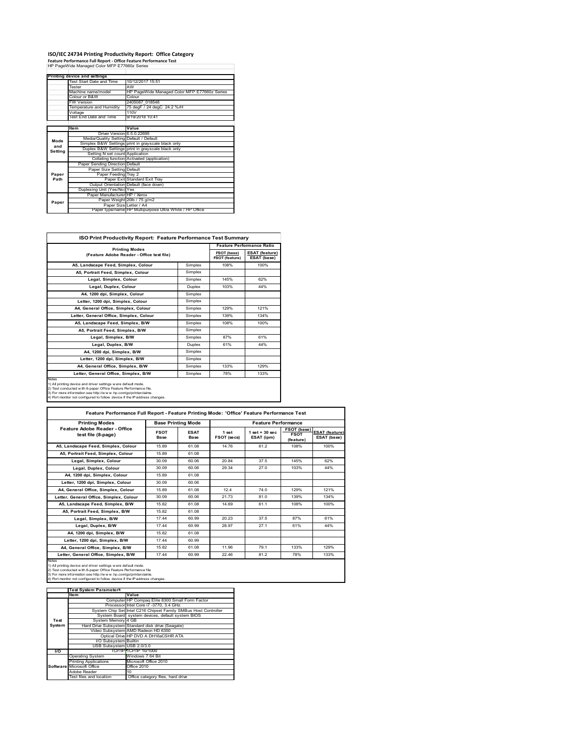# ISO/IEC 24734 Printing Productivity Report: Office Category

**Feature Performance Full Report - Office Feature Performance Test**

HP PageWide Managed Color MFP E77660z Series

| Printing device and settings | |
|---|---|
| Test Start Date and Time | 10/12/2017 15:51 |
| Tester | AW |
| Machine name/model | HP PageWide Managed Color MFP E77660z Series |
| Colour or B&W | Colour |
| FW Version | 2405087_018548 |
| Temperature and Humidity | 75 degF / 24 degC 24.2 %rH |
| Voltage | 110V |
| Test End Date and Time | 9/19/2018 10:41 |

| | Item | Value |
|---|---|---|
| Mode and Setting | Driver Version | 6.5.0.22695 |
| | Media/Quality Setting | Default / Default |
| | Simplex B&W Settings | print in grayscale black only |
| | Duplex B&W Settings | print in grayscale black only |
| | Setting N set count | Application |
| | Collating function | Activated (application) |
| Paper Path | Paper Sending Direction | Default |
| | Paper Size Setting | Default |
| | Paper Feeding | Tray 2 |
| | Paper Exit | Standard Exit Tray |
| | Output Orientation | Default (face down) |
| | Duplexing Unit (Yes/No) | Yes |
| Paper | Paper Manufacturer | HP / Xerox |
| | Paper Weight | 20lb / 75 g/m2 |
| | Paper Size | Letter / A4 |
| | Paper type/name | HP Multipurpose Ultra White / HP Office |

## ISO Print Productivity Report: Feature Performance Test Summary

| Printing Modes (Feature Adobe Reader - Office test file) | | Feature Performance Ratio FSOT (base) / FSOT (feature) | ESAT (feature) / ESAT (base) |
|---|---|---|---|
| A5, Landscape Feed, Simplex, Colour | Simplex | 108% | 100% |
| A5, Portrait Feed, Simplex, Colour | Simplex | | |
| Legal, Simplex, Colour | Simplex | 145% | 62% |
| Legal, Duplex, Colour | Duplex | 103% | 44% |
| A4, 1200 dpi, Simplex, Colour | Simplex | | |
| Letter, 1200 dpi, Simplex, Colour | Simplex | | |
| A4, General Office, Simplex, Colour | Simplex | 129% | 121% |
| Letter, General Office, Simplex, Colour | Simplex | 139% | 134% |
| A5, Landscape Feed, Simplex, B/W | Simplex | 108% | 100% |
| A5, Portrait Feed, Simplex, B/W | Simplex | | |
| Legal, Simplex, B/W | Simplex | 87% | 61% |
| Legal, Duplex, B/W | Duplex | 61% | 44% |
| A4, 1200 dpi, Simplex, B/W | Simplex | | |
| Letter, 1200 dpi, Simplex, B/W | Simplex | | |
| A4, General Office, Simplex, B/W | Simplex | 133% | 129% |
| Letter, General Office, Simplex, B/W | Simplex | 78% | 133% |

Notes
1) All printing device and driver settings were default mode.
2) Test conducted with 8-paper Office Feature Performance file.
3) For more information see http://www.hp.com/go/printerclaims.
4) Port monitor not configured to follow device if the IP address changes.

## Feature Performance Full Report - Feature Printing Mode: 'Office' Feature Performance Test

| Printing Modes Feature Adobe Reader - Office test file (8-page) | Base Printing Mode FSOT Base | ESAT Base | Feature Performance 1 set FSOT (secs) | 1 set + 30 sec ESAT (ipm) | FSOT (base) / FSOT (feature) | ESAT (feature) / ESAT (base) |
|---|---|---|---|---|---|---|
| A5, Landscape Feed, Simplex, Colour | 15.89 | 61.08 | 14.76 | 61.2 | 108% | 100% |
| A5, Portrait Feed, Simplex, Colour | 15.89 | 61.08 | | | | |
| Legal, Simplex, Colour | 30.09 | 60.06 | 20.84 | 37.5 | 145% | 62% |
| Legal, Duplex, Colour | 30.09 | 60.06 | 29.34 | 27.0 | 103% | 44% |
| A4, 1200 dpi, Simplex, Colour | 15.89 | 61.08 | | | | |
| Letter, 1200 dpi, Simplex, Colour | 30.09 | 60.06 | | | | |
| A4, General Office, Simplex, Colour | 15.89 | 61.08 | 12.4 | 74.0 | 129% | 121% |
| Letter, General Office, Simplex, Colour | 30.09 | 60.06 | 21.73 | 81.0 | 139% | 134% |
| A5, Landscape Feed, Simplex, B/W | 15.82 | 61.08 | 14.69 | 61.1 | 108% | 100% |
| A5, Portrait Feed, Simplex, B/W | 15.82 | 61.08 | | | | |
| Legal, Simplex, B/W | 17.44 | 60.99 | 20.23 | 37.5 | 87% | 61% |
| Legal, Duplex, B/W | 17.44 | 60.99 | 28.97 | 27.1 | 61% | 44% |
| A4, 1200 dpi, Simplex, B/W | 15.82 | 61.08 | | | | |
| Letter, 1200 dpi, Simplex, B/W | 17.44 | 60.99 | | | | |
| A4, General Office, Simplex, B/W | 15.82 | 61.08 | 11.96 | 79.1 | 133% | 129% |
| Letter, General Office, Simplex, B/W | 17.44 | 60.99 | 22.46 | 81.2 | 78% | 133% |

Notes
1) All printing device and driver settings were default mode.
2) Test conducted with 8-paper Office Feature Performance file
3) For more information see http://www.hp.com/go/printerclaims.
4) Port monitor not configured to follow device if the IP address changes.

| | Test System Parameters Item | Value |
|---|---|---|
| Test System | Computer | HP Compaq Elite 8300 Small Form Factor |
| | Processor | Intel Core i7 -3770, 3.4 GHz |
| | System Chip Set | Intel C216 Chipset Family SMBus Host Controller |
| | System Board | system devices, default system BIOS |
| | System Memory | 4 GB |
| | Hard Drive Subsystem | Standard disk drive (Seagate) |
| | Video Subsystem | AMD Radeon HD 6350 |
| | Optical Drive | HP DVD A DH16aCSHR ATA |
| | I/O Subsystem | Builtin |
| | USB Subsystem | USB 2.0/3.0 |
| I/O | TCP/IP | TCP/IP 10/1000 |
| Software | Operating System | Windows 7 64 Bit |
| | Printing Applications | Microsoft Office 2010 |
| | Microsoft Office | Office 2010 |
| | Adobe Reader | 10 |
| | Test files and location | Office category files, hard drive |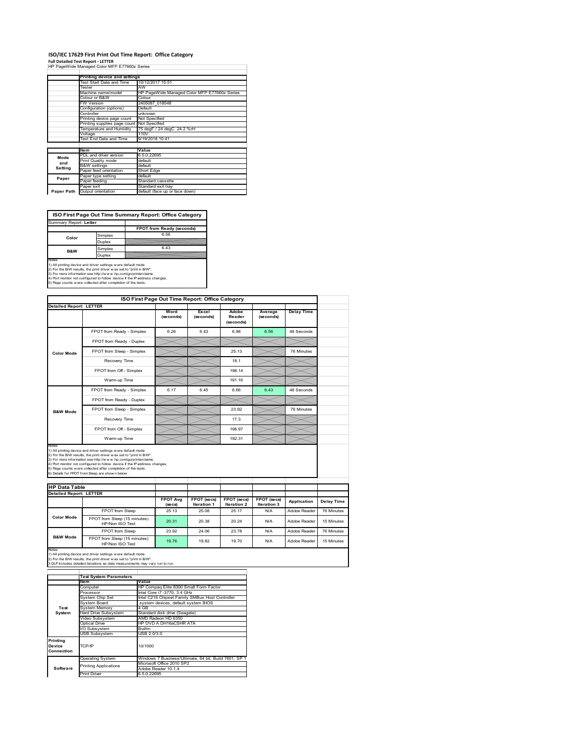# ISO/IEC 17629 First Print Out Time Report: Office Category

**Full Detailed Test Report - LETTER**

HP PageWide Managed Color MFP E77660z Series

| | Printing device and settings | |
|---|---|---|
| | Test Start Date and Time | 10/12/2017 15:51 |
| | Tester | AW |
| | Machine name/model | HP PageWide Managed Color MFP E77660z Series |
| | Colour or B&W | Colour |
| | FW Version | 2405087_018548 |
| | Configuration (options) | Default |
| | Controller | unknown |
| | Printing device page count | Not Specified |
| | Printing supplies page count | Not Specified |
| | Temperature and Humidity | 75 degF / 24 degC 24.2 %rH |
| | Voltage | 110V |
| | Test End Date and Time | 9/19/2018 10:41 |

| | Item | Value |
|---|---|---|
| Mode and Setting | PDL and driver version | 6.5.0.22695 |
| | Print Quality mode | default |
| | B&W settings | default |
| | Paper feed orientation | Short Edge |
| Paper | Paper type setting | default |
| | Paper feeding | Standard cassette |
| | Paper exit | Standard exit tray |
| Paper Path | Output orientation | default (face up or face down) |

## ISO First Page Out Time Summary Report: Office Category

Summary Report: **Letter**

| | | FPOT from Ready (seconds) |
|---|---|---|
| Color | Simplex | 6.56 |
| | Duplex | |
| B&W | Simplex | 6.43 |
| | Duplex | |

Notes
1) All printing device and driver settings were default mode.
2) For the B/W results, the print driver was set to "print in B/W".
3) For more information see http://www.hp.com/go/printerclaims.
4) Port monitor not configured to follow device if the IP address changes.
5) Page counts were collected after completion of the tests.

## ISO First Page Out Time Report: Office Category

**Detailed Report: LETTER**

| | | Word (seconds) | Excel (seconds) | Adobe Reader (seconds) | Average (seconds) | Delay Time |
|---|---|---|---|---|---|---|
| Color Mode | FPOT from Ready - Simplex | 6.26 | 6.43 | 6.98 | 6.56 | 48 Seconds |
| | FPOT from Ready - Duplex | | | | | |
| | FPOT from Sleep - Simplex | | | 25.13 | | 76 Minutes |
| | Recovery Time | | | 18.1 | | |
| | FPOT from Off - Simplex | | | 198.14 | | |
| | Warm-up Time | | | 191.16 | | |
| B&W Mode | FPOT from Ready - Simplex | 6.17 | 6.45 | 6.66 | 6.43 | 48 Seconds |
| | FPOT from Ready - Duplex | | | | | |
| | FPOT from Sleep - Simplex | | | 23.92 | | 76 Minutes |
| | Recovery Time | | | 17.3 | | |
| | FPOT from Off - Simplex | | | 198.97 | | |
| | Warm-up Time | | | 192.31 | | |

Notes
1) All printing device and driver settings were default mode.
2) For the B/W results, the print driver was set to "print in B/W".
3) For more information see http://www.hp.com/go/printerclaims.
4) Port monitor not configured to follow device if the IP address changes.
5) Page counts were collected after completion of the tests.
6) Details for FPOT from Sleep are shown below.

## HP Data Table

**Detailed Report: LETTER**

| | | FPOT Avg (secs) | FPOT (secs) Iteration 1 | FPOT (secs) Iteration 2 | FPOT (secs) Iteration 3 | Application | Delay Time |
|---|---|---|---|---|---|---|---|
| Color Mode | FPOT from Sleep | 25.13 | 25.08 | 25.17 | N/A | Adobe Reader | 76 Minutes |
| | FPOT from Sleep (15 minutes) HP/Non ISO Test | 20.31 | 20.38 | 20.24 | N/A | Adobe Reader | 15 Minutes |
| B&W Mode | FPOT from Sleep | 23.92 | 24.06 | 23.78 | N/A | Adobe Reader | 76 Minutes |
| | FPOT from Sleep (15 minutes) HP/Non ISO Test | 19.76 | 19.82 | 19.70 | N/A | Adobe Reader | 15 Minutes |

Notes
1) All printing device and driver settings were default mode.
2) For the B/W results, the print driver was set to "print in B/W".
3 DLP includes detailed iterations as data measurements may vary run to run.

| | Test System Parameters | |
|---|---|---|
| | Item | Value |
| Test System | Computer | HP Compaq Elite 8300 Small Form Factor |
| | Processor | Intel Core i7 -3770, 3.4 GHz |
| | System Chip Set | Intel C216 Chipset Family SMBus Host Controller |
| | System Board | system devices, default system BIOS |
| | System Memory | 4 GB |
| | Hard Drive Subsystem | Standard disk drive (Seagate) |
| | Video Subsystem | AMD Radeon HD 6350 |
| | Optical Drive | HP DVD A DH16aCSHR ATA |
| | I/O Subsystem | Builtin |
| | USB Subsystem | USB 2.0/3.0 |
| Printing Device Connection | TCP/IP | 10/1000 |
| Software | Operating System | Windows 7 Business/Ultimate, 64 bit, Build 7601, SP 1 |
| | Printing Applications | Microsoft Office 2010 SP2<br>Adobe Reader 10.1.4 |
| | Print Driver | 6.5.0.22695 |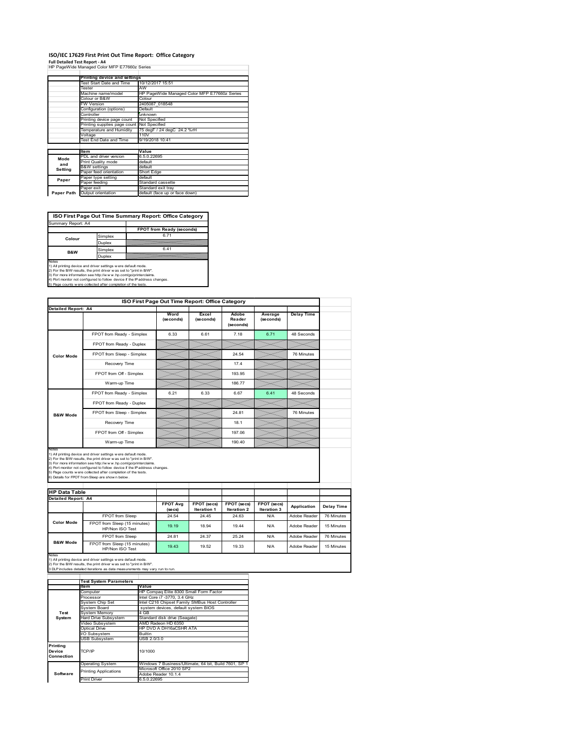# ISO/IEC 17629 First Print Out Time Report: Office Category

**Full Detailed Test Report - A4**

HP PageWide Managed Color MFP E77660z Series

| | Printing device and settings | |
|---|---|---|
| | Test Start Date and Time | 10/12/2017 15:51 |
| | Tester | AW |
| | Machine name/model | HP PageWide Managed Color MFP E77660z Series |
| | Colour or B&W | Colour |
| | FW Version | 2405087_018548 |
| | Configuration (options) | Default |
| | Controller | unknown |
| | Printing device page count | Not Specified |
| | Printing supplies page count | Not Specified |
| | Temperature and Humidity | 75 degF / 24 degC 24.2 %rH |
| | Voltage | 110V |
| | Test End Date and Time | 9/19/2018 10:41 |

| | Item | Value |
|---|---|---|
| Mode and Setting | PDL and driver version | 6.5.0.22695 |
| | Print Quality mode | default |
| | B&W settings | default |
| | Paper feed orientation | Short Edge |
| Paper | Paper type setting | default |
| | Paper feeding | Standard cassette |
| | Paper exit | Standard exit tray |
| Paper Path | Output orientation | default (face up or face down) |

## ISO First Page Out Time Summary Report: Office Category

Summary Report: A4

| | | FPOT from Ready (seconds) |
|---|---|---|
| Colour | Simplex | 6.71 |
| | Duplex | |
| B&W | Simplex | 6.41 |
| | Duplex | |

Notes
1) All printing device and driver settings were default mode.
2) For the B/W results, the print driver was set to "print in B/W".
3) For more information see http://www.hp.com/go/printerclaims.
4) Port monitor not configured to follow device if the IP address changes.
5) Page counts were collected after completion of the tests.

## ISO First Page Out Time Report: Office Category

Detailed Report: A4

| | | Word (seconds) | Excel (seconds) | Adobe Reader (seconds) | Average (seconds) | Delay Time |
|---|---|---|---|---|---|---|
| Color Mode | FPOT from Ready - Simplex | 6.33 | 6.61 | 7.18 | 6.71 | 48 Seconds |
| | FPOT from Ready - Duplex | | | | | |
| | FPOT from Sleep - Simplex | | | 24.54 | | 76 Minutes |
| | Recovery Time | | | 17.4 | | |
| | FPOT from Off - Simplex | | | 193.95 | | |
| | Warm-up Time | | | 186.77 | | |
| B&W Mode | FPOT from Ready - Simplex | 6.21 | 6.33 | 6.67 | 6.41 | 48 Seconds |
| | FPOT from Ready - Duplex | | | | | |
| | FPOT from Sleep - Simplex | | | 24.81 | | 76 Minutes |
| | Recovery Time | | | 18.1 | | |
| | FPOT from Off - Simplex | | | 197.06 | | |
| | Warm-up Time | | | 190.40 | | |

Notes
1) All printing device and driver settings were default mode.
2) For the B/W results, the print driver was set to "print in B/W".
3) For more information see http://www.hp.com/go/printerclaims.
4) Port monitor not configured to follow device if the IP address changes.
5) Page counts were collected after completion of the tests.
6) Details for FPOT from Sleep are shown below.

## HP Data Table

Detailed Report: A4

| | | FPOT Avg (secs) | FPOT (secs) Iteration 1 | FPOT (secs) Iteration 2 | FPOT (secs) Iteration 3 | Application | Delay Time |
|---|---|---|---|---|---|---|---|
| Color Mode | FPOT from Sleep | 24.54 | 24.45 | 24.63 | N/A | Adobe Reader | 76 Minutes |
| | FPOT from Sleep (15 minutes) HP/Non ISO Test | 19.19 | 18.94 | 19.44 | N/A | Adobe Reader | 15 Minutes |
| B&W Mode | FPOT from Sleep | 24.81 | 24.37 | 25.24 | N/A | Adobe Reader | 76 Minutes |
| | FPOT from Sleep (15 minutes) HP/Non ISO Test | 19.43 | 19.52 | 19.33 | N/A | Adobe Reader | 15 Minutes |

Notes
1) All printing device and driver settings were default mode.
2) For the B/W results, the print driver was set to "print in B/W".
3 DLP includes detailed iterations as data measurements may vary run to run.

| | Test System Parameters | |
|---|---|---|
| | Item | Value |
| Test System | Computer | HP Compaq Elite 8300 Small Form Factor |
| | Processor | Intel Core i7 -3770, 3.4 GHz |
| | System Chip Set | Intel C216 Chipset Family SMBus Host Controller |
| | System Board | system devices, default system BIOS |
| | System Memory | 4 GB |
| | Hard Drive Subsystem | Standard disk drive (Seagate) |
| | Video Subsystem | AMD Radeon HD 6350 |
| | Optical Drive | HP DVD A DH16aCSHR ATA |
| | I/O Subsystem | Builtin |
| | USB Subsystem | USB 2.0/3.0 |
| Printing Device Connection | TCP/IP | 10/1000 |
| Software | Operating System | Windows 7 Business/Ultimate, 64 bit, Build 7601, SP 1 |
| | Printing Applications | Microsoft Office 2010 SP2 |
| | | Adobe Reader 10.1.4 |
| | Print Driver | 6.5.0.22695 |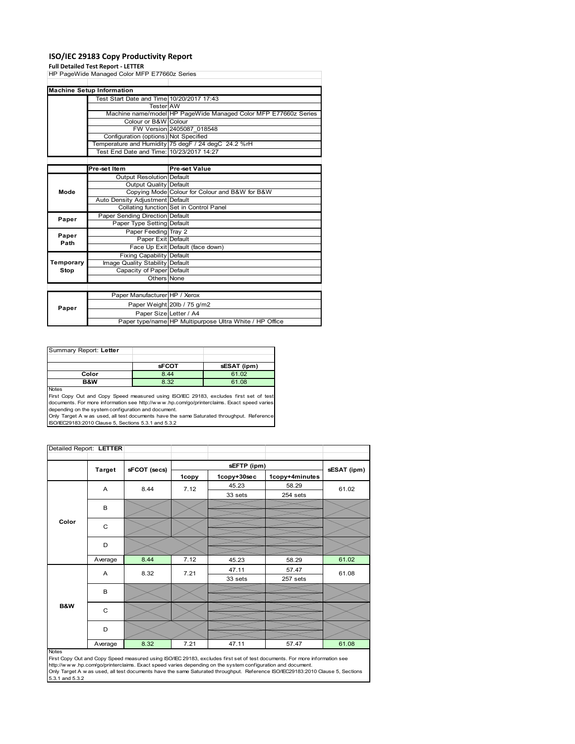# ISO/IEC 29183 Copy Productivity Report

**Full Detailed Test Report - LETTER**

HP PageWide Managed Color MFP E77660z Series

| Machine Setup Information | | |
|---|---|---|
| | Test Start Date and Time | 10/20/2017 17:43 |
| | Tester | AW |
| | Machine name/model | HP PageWide Managed Color MFP E77660z Series |
| | Colour or B&W | Colour |
| | FW Version | 2405087_018548 |
| | Configuration (options) | Not Specified |
| | Temperature and Humidity | 75 degF / 24 degC 24.2 %rH |
| | Test End Date and Time: | 10/23/2017 14:27 |

| | Pre-set Item | Pre-set Value |
|---|---|---|
| Mode | Output Resolution | Default |
| | Output Quality | Default |
| | Copying Mode | Colour for Colour and B&W for B&W |
| | Auto Density Adjustment | Default |
| | Collating function | Set in Control Panel |
| Paper | Paper Sending Direction | Default |
| | Paper Type Setting | Default |
| Paper Path | Paper Feeding | Tray 2 |
| | Paper Exit | Default |
| | Face Up Exit | Default (face down) |
| Temporary Stop | Fixing Capability | Default |
| | Image Quality Stability | Default |
| | Capacity of Paper | Default |
| | Others | None |

| | | |
|---|---|---|
| Paper | Paper Manufacturer | HP / Xerox |
| | Paper Weight | 20lb / 75 g/m2 |
| | Paper Size | Letter / A4 |
| | Paper type/name | HP Multipurpose Ultra White / HP Office |

Summary Report: **Letter**

| | sFCOT | sESAT (ipm) |
|---|---|---|
| Color | 8.44 | 61.02 |
| B&W | 8.32 | 61.08 |

Notes

First Copy Out and Copy Speed measured using ISO/IEC 29183, excludes first set of test documents. For more information see http://www.hp.com/go/printerclaims. Exact speed varies depending on the system configuration and document.

Only Target A was used, all test documents have the same Saturated throughput. Reference ISO/IEC29183:2010 Clause 5, Sections 5.3.1 and 5.3.2

Detailed Report: **LETTER**

| | Target | sFCOT (secs) | sEFTP (ipm) | | | sESAT (ipm) |
|---|---|---|---|---|---|---|
| | | | 1copy | 1copy+30sec | 1copy+4minutes | |
| Color | A | 8.44 | 7.12 | 45.23<br>33 sets | 58.29<br>254 sets | 61.02 |
| | B | | | | | |
| | C | | | | | |
| | D | | | | | |
| | Average | 8.44 | 7.12 | 45.23 | 58.29 | 61.02 |
| B&W | A | 8.32 | 7.21 | 47.11<br>33 sets | 57.47<br>257 sets | 61.08 |
| | B | | | | | |
| | C | | | | | |
| | D | | | | | |
| | Average | 8.32 | 7.21 | 47.11 | 57.47 | 61.08 |

Notes

First Copy Out and Copy Speed measured using ISO/IEC 29183, excludes first set of test documents. For more information see http://www.hp.com/go/printerclaims. Exact speed varies depending on the system configuration and document.

Only Target A was used, all test documents have the same Saturated throughput. Reference ISO/IEC29183:2010 Clause 5, Sections 5.3.1 and 5.3.2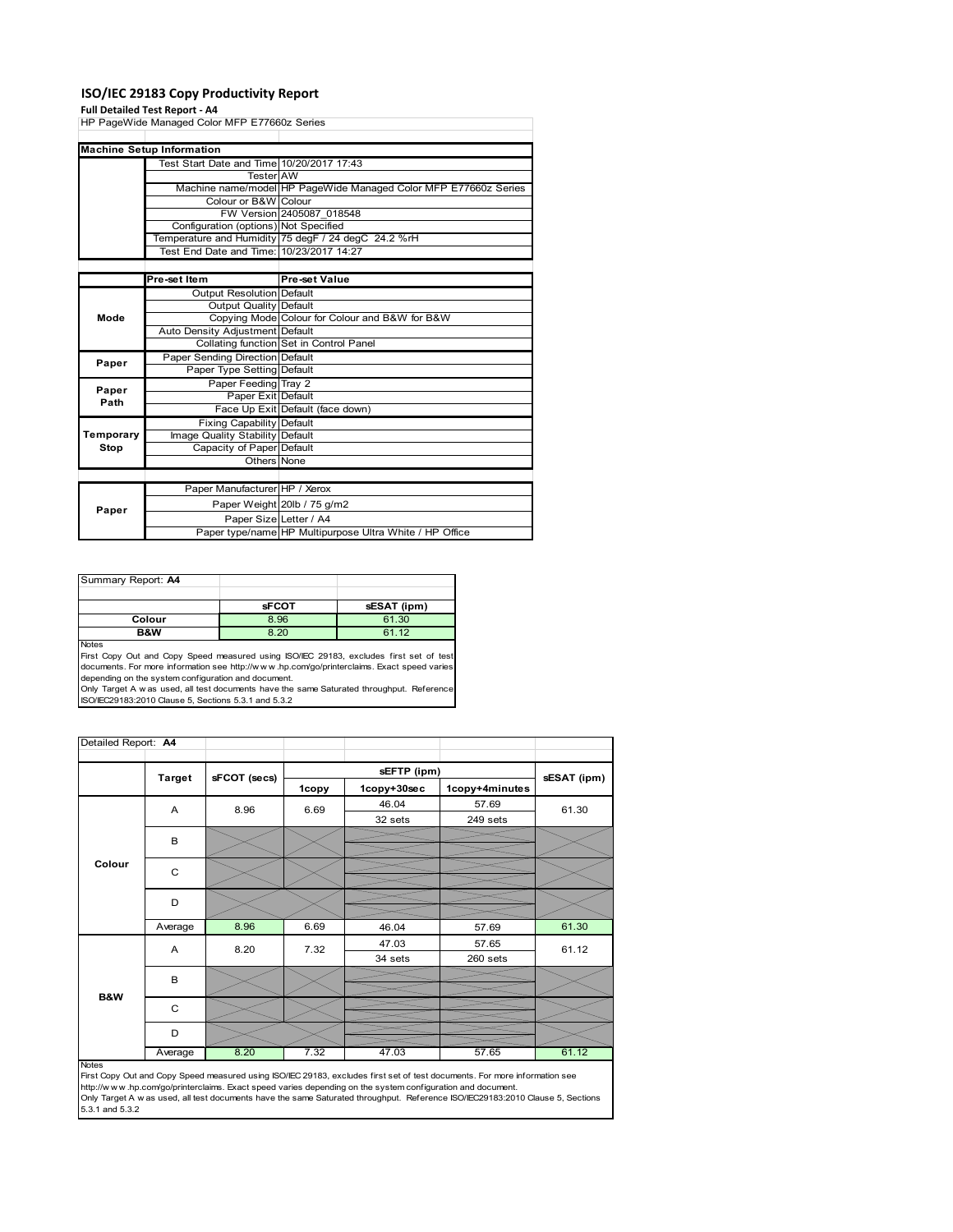# ISO/IEC 29183 Copy Productivity Report

**Full Detailed Test Report - A4**

HP PageWide Managed Color MFP E77660z Series

| Machine Setup Information | | |
|---|---|---|
| | Test Start Date and Time | 10/20/2017 17:43 |
| | Tester | AW |
| | Machine name/model | HP PageWide Managed Color MFP E77660z Series |
| | Colour or B&W | Colour |
| | FW Version | 2405087_018548 |
| | Configuration (options) | Not Specified |
| | Temperature and Humidity | 75 degF / 24 degC 24.2 %rH |
| | Test End Date and Time: | 10/23/2017 14:27 |

| | Pre-set Item | Pre-set Value |
|---|---|---|
| Mode | Output Resolution | Default |
| | Output Quality | Default |
| | Copying Mode | Colour for Colour and B&W for B&W |
| | Auto Density Adjustment | Default |
| | Collating function | Set in Control Panel |
| Paper | Paper Sending Direction | Default |
| | Paper Type Setting | Default |
| Paper Path | Paper Feeding | Tray 2 |
| | Paper Exit | Default |
| | Face Up Exit | Default (face down) |
| Temporary Stop | Fixing Capability | Default |
| | Image Quality Stability | Default |
| | Capacity of Paper | Default |
| | Others | None |
| Paper | Paper Manufacturer | HP / Xerox |
| | Paper Weight | 20lb / 75 g/m2 |
| | Paper Size | Letter / A4 |
| | Paper type/name | HP Multipurpose Ultra White / HP Office |

Summary Report: **A4**

| | sFCOT | sESAT (ipm) |
|---|---|---|
| **Colour** | 8.96 | 61.30 |
| **B&W** | 8.20 | 61.12 |

Notes
First Copy Out and Copy Speed measured using ISO/IEC 29183, excludes first set of test documents. For more information see http://www.hp.com/go/printerclaims. Exact speed varies depending on the system configuration and document.
Only Target A was used, all test documents have the same Saturated throughput. Reference ISO/IEC29183:2010 Clause 5, Sections 5.3.1 and 5.3.2

Detailed Report: **A4**

| | Target | sFCOT (secs) | sEFTP (ipm) 1copy | sEFTP (ipm) 1copy+30sec | sEFTP (ipm) 1copy+4minutes | sESAT (ipm) |
|---|---|---|---|---|---|---|
| Colour | A | 8.96 | 6.69 | 46.04<br>32 sets | 57.69<br>249 sets | 61.30 |
| | B | | | | | |
| | C | | | | | |
| | D | | | | | |
| | Average | 8.96 | 6.69 | 46.04 | 57.69 | 61.30 |
| B&W | A | 8.20 | 7.32 | 47.03<br>34 sets | 57.65<br>260 sets | 61.12 |
| | B | | | | | |
| | C | | | | | |
| | D | | | | | |
| | Average | 8.20 | 7.32 | 47.03 | 57.65 | 61.12 |

Notes
First Copy Out and Copy Speed measured using ISO/IEC 29183, excludes first set of test documents. For more information see http://www.hp.com/go/printerclaims. Exact speed varies depending on the system configuration and document.
Only Target A was used, all test documents have the same Saturated throughput. Reference ISO/IEC29183:2010 Clause 5, Sections 5.3.1 and 5.3.2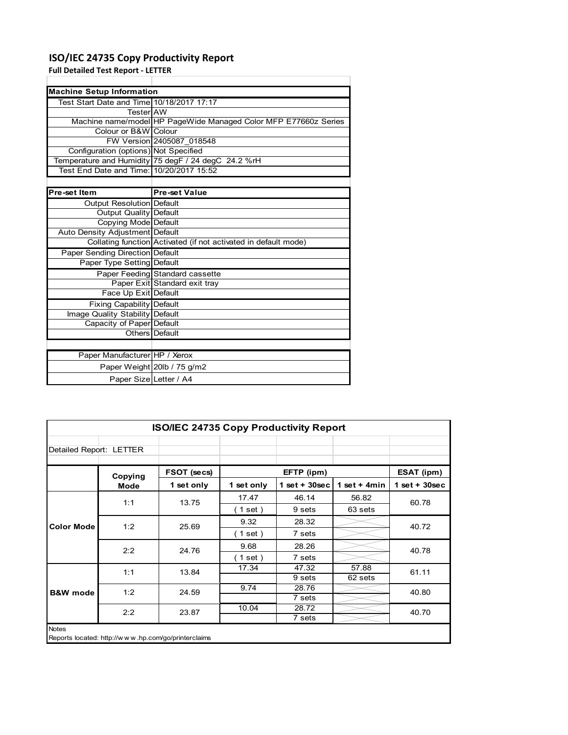# ISO/IEC 24735 Copy Productivity Report

**Full Detailed Test Report - LETTER**

| Machine Setup Information | |
|---|---|
| Test Start Date and Time | 10/18/2017 17:17 |
| Tester | AW |
| Machine name/model | HP PageWide Managed Color MFP E77660z Series |
| Colour or B&W | Colour |
| FW Version | 2405087_018548 |
| Configuration (options) | Not Specified |
| Temperature and Humidity | 75 degF / 24 degC 24.2 %rH |
| Test End Date and Time: | 10/20/2017 15:52 |

| Pre-set Item | Pre-set Value |
|---|---|
| Output Resolution | Default |
| Output Quality | Default |
| Copying Mode | Default |
| Auto Density Adjustment | Default |
| Collating function | Activated (if not activated in default mode) |
| Paper Sending Direction | Default |
| Paper Type Setting | Default |
| Paper Feeding | Standard cassette |
| Paper Exit | Standard exit tray |
| Face Up Exit | Default |
| Fixing Capability | Default |
| Image Quality Stability | Default |
| Capacity of Paper | Default |
| Others | Default |

| | |
|---|---|
| Paper Manufacturer | HP / Xerox |
| Paper Weight | 20lb / 75 g/m2 |
| Paper Size | Letter / A4 |

**ISO/IEC 24735 Copy Productivity Report**

Detailed Report: LETTER

| | Copying Mode | FSOT (secs) | EFTP (ipm) | | | ESAT (ipm) |
|---|---|---|---|---|---|---|
| | | 1 set only | 1 set only | 1 set + 30sec | 1 set + 4min | 1 set + 30sec |
| Color Mode | 1:1 | 13.75 | 17.47 | 46.14 | 56.82 | 60.78 |
| | | | ( 1 set ) | 9 sets | 63 sets | |
| | 1:2 | 25.69 | 9.32 | 28.32 | | 40.72 |
| | | | ( 1 set ) | 7 sets | | |
| | 2:2 | 24.76 | 9.68 | 28.26 | | 40.78 |
| | | | ( 1 set ) | 7 sets | | |
| B&W mode | 1:1 | 13.84 | 17.34 | 47.32 | 57.88 | 61.11 |
| | | | | 9 sets | 62 sets | |
| | 1:2 | 24.59 | 9.74 | 28.76 | | 40.80 |
| | | | | 7 sets | | |
| | 2:2 | 23.87 | 10.04 | 28.72 | | 40.70 |
| | | | | 7 sets | | |

Notes

Reports located: http://www.hp.com/go/printerclaims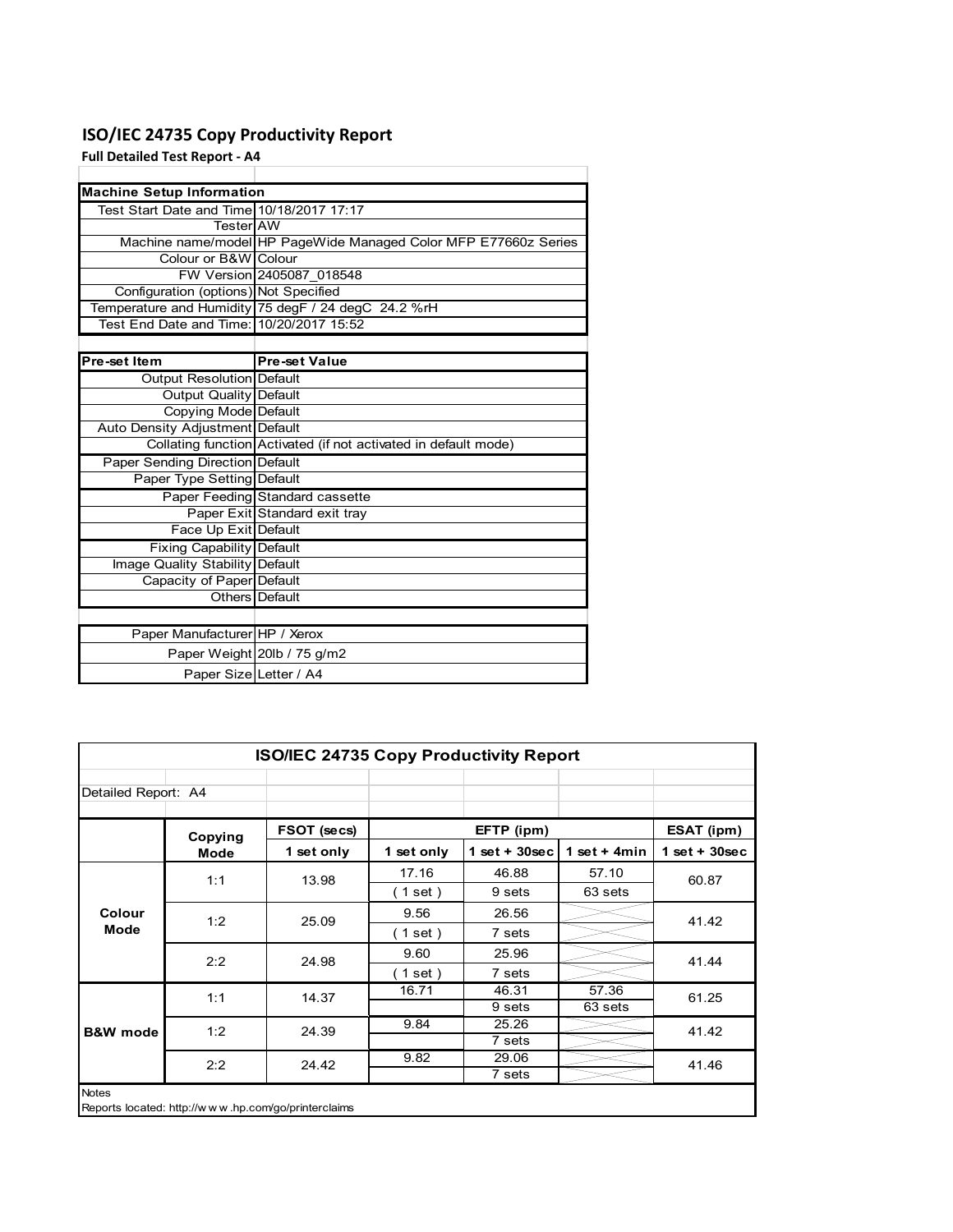# ISO/IEC 24735 Copy Productivity Report

**Full Detailed Test Report - A4**

| Machine Setup Information | |
|---|---|
| Test Start Date and Time | 10/18/2017 17:17 |
| Tester | AW |
| Machine name/model | HP PageWide Managed Color MFP E77660z Series |
| Colour or B&W | Colour |
| FW Version | 2405087_018548 |
| Configuration (options) | Not Specified |
| Temperature and Humidity | 75 degF / 24 degC 24.2 %rH |
| Test End Date and Time: | 10/20/2017 15:52 |

| Pre-set Item | Pre-set Value |
|---|---|
| Output Resolution | Default |
| Output Quality | Default |
| Copying Mode | Default |
| Auto Density Adjustment | Default |
| Collating function | Activated (if not activated in default mode) |
| Paper Sending Direction | Default |
| Paper Type Setting | Default |
| Paper Feeding | Standard cassette |
| Paper Exit | Standard exit tray |
| Face Up Exit | Default |
| Fixing Capability | Default |
| Image Quality Stability | Default |
| Capacity of Paper | Default |
| Others | Default |

| | |
|---|---|
| Paper Manufacturer | HP / Xerox |
| Paper Weight | 20lb / 75 g/m2 |
| Paper Size | Letter / A4 |

## ISO/IEC 24735 Copy Productivity Report

Detailed Report: A4

| | Copying Mode | FSOT (secs) | EFTP (ipm) | | | ESAT (ipm) |
|---|---|---|---|---|---|---|
| | | 1 set only | 1 set only | 1 set + 30sec | 1 set + 4min | 1 set + 30sec |
| Colour Mode | 1:1 | 13.98 | 17.16 | 46.88 | 57.10 | 60.87 |
| | | | ( 1 set ) | 9 sets | 63 sets | |
| | 1:2 | 25.09 | 9.56 | 26.56 | | 41.42 |
| | | | ( 1 set ) | 7 sets | | |
| | 2:2 | 24.98 | 9.60 | 25.96 | | 41.44 |
| | | | ( 1 set ) | 7 sets | | |
| B&W mode | 1:1 | 14.37 | 16.71 | 46.31 | 57.36 | 61.25 |
| | | | | 9 sets | 63 sets | |
| | 1:2 | 24.39 | 9.84 | 25.26 | | 41.42 |
| | | | | 7 sets | | |
| | 2:2 | 24.42 | 9.82 | 29.06 | | 41.46 |
| | | | | 7 sets | | |

Notes

Reports located: http://w w w .hp.com/go/printerclaims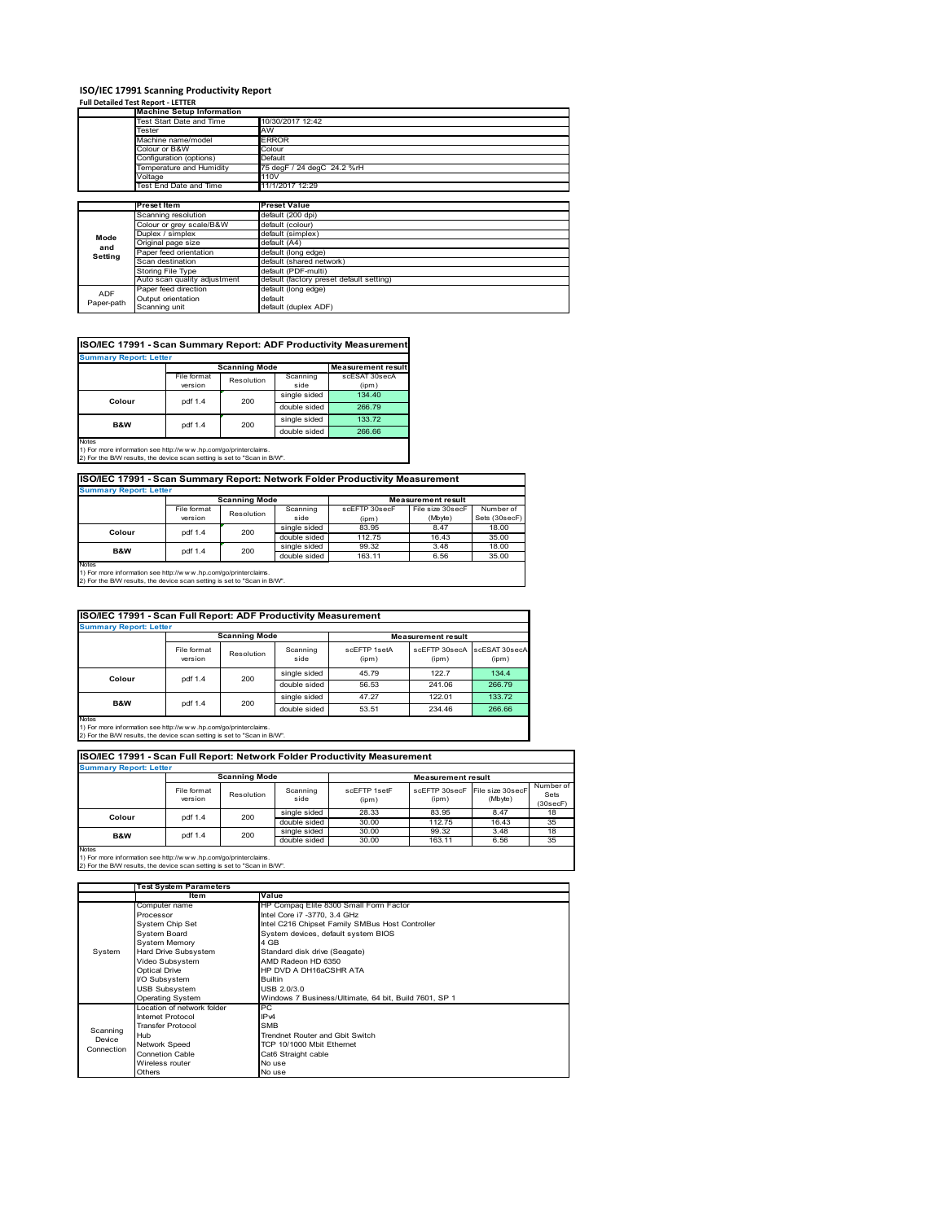# ISO/IEC 17991 Scanning Productivity Report

**Full Detailed Test Report - LETTER**

| | Machine Setup Information | |
|---|---|---|
| | Test Start Date and Time | 10/30/2017 12:42 |
| | Tester | AW |
| | Machine name/model | ERROR |
| | Colour or B&W | Colour |
| | Configuration (options) | Default |
| | Temperature and Humidity | 75 degF / 24 degC 24.2 %rH |
| | Voltage | 110V |
| | Test End Date and Time | 11/1/2017 12:29 |

| | Preset Item | Preset Value |
|---|---|---|
| Mode and Setting | Scanning resolution | default (200 dpi) |
| | Colour or grey scale/B&W | default (colour) |
| | Duplex / simplex | default (simplex) |
| | Original page size | default (A4) |
| | Paper feed orientation | default (long edge) |
| | Scan destination | default (shared network) |
| | Storing File Type | default (PDF-multi) |
| | Auto scan quality adjustment | default (factory preset default setting) |
| ADF Paper-path | Paper feed direction | default (long edge) |
| | Output orientation | default |
| | Scanning unit | default (duplex ADF) |

## ISO/IEC 17991 - Scan Summary Report: ADF Productivity Measurement

**Summary Report: Letter**

| | Scanning Mode | | | Measurement result |
|---|---|---|---|---|
| | File format version | Resolution | Scanning side | scESAT 30secA (ipm) |
| Colour | pdf 1.4 | 200 | single sided | 134.40 |
| | | | double sided | 266.79 |
| B&W | pdf 1.4 | 200 | single sided | 133.72 |
| | | | double sided | 266.66 |

Notes
1) For more information see http://w w w .hp.com/go/printerclaims.
2) For the B/W results, the device scan setting is set to "Scan in B/W".

## ISO/IEC 17991 - Scan Summary Report: Network Folder Productivity Measurement

**Summary Report: Letter**

| | Scanning Mode | | | Measurement result | | |
|---|---|---|---|---|---|---|
| | File format version | Resolution | Scanning side | scEFTP 30secF (ipm) | File size 30secF (Mbyte) | Number of Sets (30secF) |
| Colour | pdf 1.4 | 200 | single sided | 83.95 | 8.47 | 18.00 |
| | | | double sided | 112.75 | 16.43 | 35.00 |
| B&W | pdf 1.4 | 200 | single sided | 99.32 | 3.48 | 18.00 |
| | | | double sided | 163.11 | 6.56 | 35.00 |

Notes
1) For more information see http://w w w .hp.com/go/printerclaims.
2) For the B/W results, the device scan setting is set to "Scan in B/W".

## ISO/IEC 17991 - Scan Full Report: ADF Productivity Measurement

**Summary Report: Letter**

| | Scanning Mode | | | Measurement result | | |
|---|---|---|---|---|---|---|
| | File format version | Resolution | Scanning side | scEFTP 1setA (ipm) | scEFTP 30secA (ipm) | scESAT 30secA (ipm) |
| Colour | pdf 1.4 | 200 | single sided | 45.79 | 122.7 | 134.4 |
| | | | double sided | 56.53 | 241.06 | 266.79 |
| B&W | pdf 1.4 | 200 | single sided | 47.27 | 122.01 | 133.72 |
| | | | double sided | 53.51 | 234.46 | 266.66 |

Notes
1) For more information see http://w w w .hp.com/go/printerclaims.
2) For the B/W results, the device scan setting is set to "Scan in B/W".

## ISO/IEC 17991 - Scan Full Report: Network Folder Productivity Measurement

**Summary Report: Letter**

| | Scanning Mode | | | Measurement result | | | |
|---|---|---|---|---|---|---|---|
| | File format version | Resolution | Scanning side | scEFTP 1setF (ipm) | scEFTP 30secF (ipm) | File size 30secF (Mbyte) | Number of Sets (30secF) |
| Colour | pdf 1.4 | 200 | single sided | 28.33 | 83.95 | 8.47 | 18 |
| | | | double sided | 30.00 | 112.75 | 16.43 | 35 |
| B&W | pdf 1.4 | 200 | single sided | 30.00 | 99.32 | 3.48 | 18 |
| | | | double sided | 30.00 | 163.11 | 6.56 | 35 |

Notes
1) For more information see http://w w w .hp.com/go/printerclaims.
2) For the B/W results, the device scan setting is set to "Scan in B/W".

| | Test System Parameters | |
|---|---|---|
| | Item | Value |
| System | Computer name | HP Compaq Elite 8300 Small Form Factor |
| | Processor | Intel Core i7 -3770, 3.4 GHz |
| | System Chip Set | Intel C216 Chipset Family SMBus Host Controller |
| | System Board | System devices, default system BIOS |
| | System Memory | 4 GB |
| | Hard Drive Subsystem | Standard disk drive (Seagate) |
| | Video Subsystem | AMD Radeon HD 6350 |
| | Optical Drive | HP DVD A DH16aCSHR ATA |
| | I/O Subsystem | Builtin |
| | USB Subsystem | USB 2.0/3.0 |
| | Operating System | Windows 7 Business/Ultimate, 64 bit, Build 7601, SP 1 |
| Scanning Device Connection | Location of network folder | PC |
| | Internet Protocol | IPv4 |
| | Transfer Protocol | SMB |
| | Hub | Trendnet Router and Gbit Switch |
| | Network Speed | TCP 10/1000 Mbit Ethernet |
| | Connetion Cable | Cat6 Straight cable |
| | Wireless router | No use |
| | Others | No use |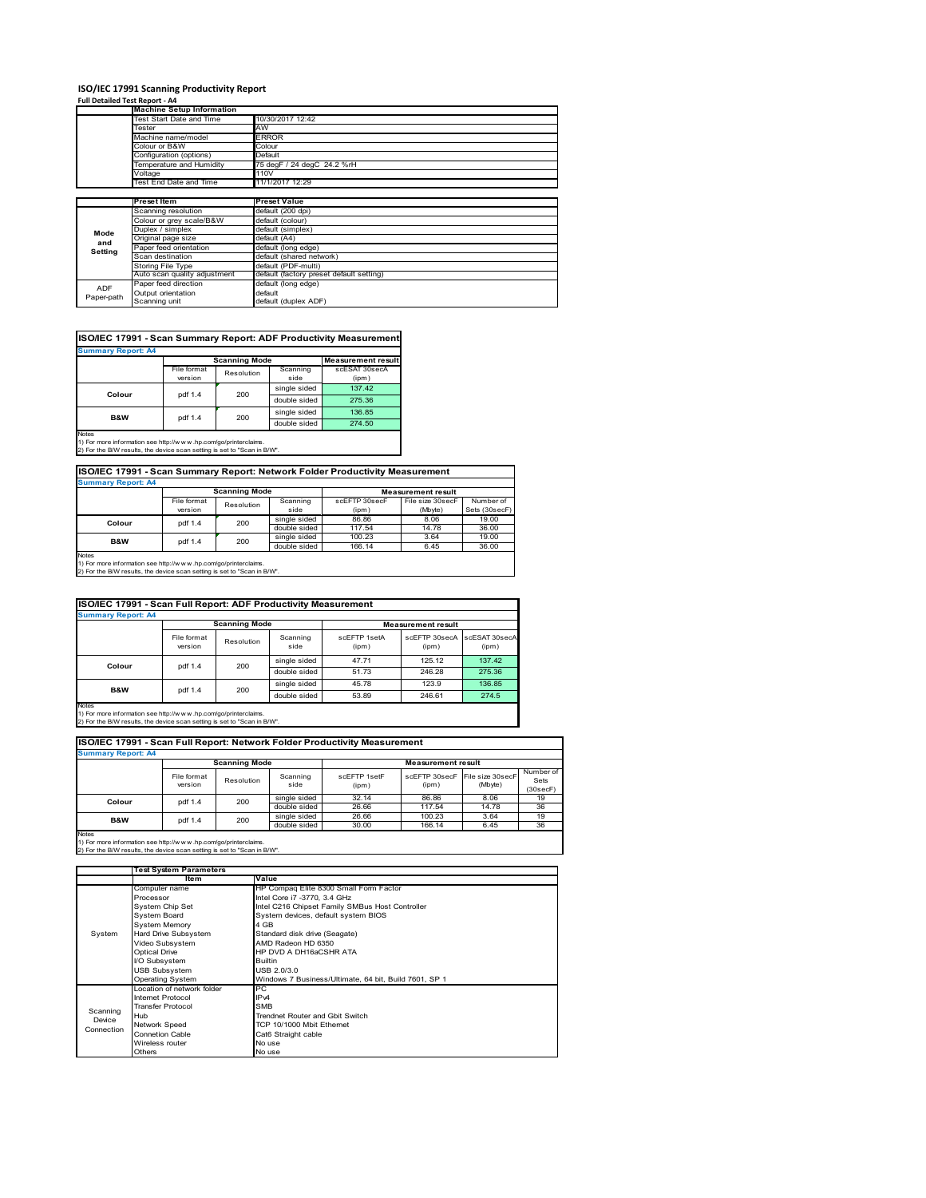# ISO/IEC 17991 Scanning Productivity Report

**Full Detailed Test Report - A4**

| | Machine Setup Information | |
|---|---|---|
| | Test Start Date and Time | 10/30/2017 12:42 |
| | Tester | AW |
| | Machine name/model | ERROR |
| | Colour or B&W | Colour |
| | Configuration (options) | Default |
| | Temperature and Humidity | 75 degF / 24 degC 24.2 %rH |
| | Voltage | 110V |
| | Test End Date and Time | 11/1/2017 12:29 |

| | Preset Item | Preset Value |
|---|---|---|
| Mode and Setting | Scanning resolution | default (200 dpi) |
| | Colour or grey scale/B&W | default (colour) |
| | Duplex / simplex | default (simplex) |
| | Original page size | default (A4) |
| | Paper feed orientation | default (long edge) |
| | Scan destination | default (shared network) |
| | Storing File Type | default (PDF-multi) |
| | Auto scan quality adjustment | default (factory preset default setting) |
| ADF Paper-path | Paper feed direction | default (long edge) |
| | Output orientation | default |
| | Scanning unit | default (duplex ADF) |

## ISO/IEC 17991 - Scan Summary Report: ADF Productivity Measurement

**Summary Report: A4**

| | Scanning Mode | | | Measurement result |
|---|---|---|---|---|
| | File format version | Resolution | Scanning side | scESAT 30secA (ipm) |
| Colour | pdf 1.4 | 200 | single sided | 137.42 |
| | | | double sided | 275.36 |
| B&W | pdf 1.4 | 200 | single sided | 136.85 |
| | | | double sided | 274.50 |

Notes
1) For more information see http://w w w .hp.com/go/printerclaims.
2) For the B/W results, the device scan setting is set to "Scan in B/W".

## ISO/IEC 17991 - Scan Summary Report: Network Folder Productivity Measurement

**Summary Report: A4**

| | Scanning Mode | | | Measurement result | | |
|---|---|---|---|---|---|---|
| | File format version | Resolution | Scanning side | scEFTP 30secF (ipm) | File size 30secF (Mbyte) | Number of Sets (30secF) |
| Colour | pdf 1.4 | 200 | single sided | 86.86 | 8.06 | 19.00 |
| | | | double sided | 117.54 | 14.78 | 36.00 |
| B&W | pdf 1.4 | 200 | single sided | 100.23 | 3.64 | 19.00 |
| | | | double sided | 166.14 | 6.45 | 36.00 |

Notes
1) For more information see http://w w w .hp.com/go/printerclaims.
2) For the B/W results, the device scan setting is set to "Scan in B/W".

## ISO/IEC 17991 - Scan Full Report: ADF Productivity Measurement

**Summary Report: A4**

| | Scanning Mode | | | Measurement result | | |
|---|---|---|---|---|---|---|
| | File format version | Resolution | Scanning side | scEFTP 1setA (ipm) | scEFTP 30secA (ipm) | scESAT 30secA (ipm) |
| Colour | pdf 1.4 | 200 | single sided | 47.71 | 125.12 | 137.42 |
| | | | double sided | 51.73 | 246.28 | 275.36 |
| B&W | pdf 1.4 | 200 | single sided | 45.78 | 123.9 | 136.85 |
| | | | double sided | 53.89 | 246.61 | 274.5 |

Notes
1) For more information see http://w w w .hp.com/go/printerclaims.
2) For the B/W results, the device scan setting is set to "Scan in B/W".

## ISO/IEC 17991 - Scan Full Report: Network Folder Productivity Measurement

**Summary Report: A4**

| | Scanning Mode | | | Measurement result | | | |
|---|---|---|---|---|---|---|---|
| | File format version | Resolution | Scanning side | scEFTP 1setF (ipm) | scEFTP 30secF (ipm) | File size 30secF (Mbyte) | Number of Sets (30secF) |
| Colour | pdf 1.4 | 200 | single sided | 32.14 | 86.86 | 8.06 | 19 |
| | | | double sided | 26.66 | 117.54 | 14.78 | 36 |
| B&W | pdf 1.4 | 200 | single sided | 26.66 | 100.23 | 3.64 | 19 |
| | | | double sided | 30.00 | 166.14 | 6.45 | 36 |

Notes
1) For more information see http://w w w .hp.com/go/printerclaims.
2) For the B/W results, the device scan setting is set to "Scan in B/W".

| | Test System Parameters | |
|---|---|---|
| | Item | Value |
| System | Computer name | HP Compaq Elite 8300 Small Form Factor |
| | Processor | Intel Core i7 -3770, 3.4 GHz |
| | System Chip Set | Intel C216 Chipset Family SMBus Host Controller |
| | System Board | System devices, default system BIOS |
| | System Memory | 4 GB |
| | Hard Drive Subsystem | Standard disk drive (Seagate) |
| | Video Subsystem | AMD Radeon HD 6350 |
| | Optical Drive | HP DVD A DH16aCSHR ATA |
| | I/O Subsystem | Builtin |
| | USB Subsystem | USB 2.0/3.0 |
| | Operating System | Windows 7 Business/Ultimate, 64 bit, Build 7601, SP 1 |
| Scanning Device Connection | Location of network folder | PC |
| | Internet Protocol | IPv4 |
| | Transfer Protocol | SMB |
| | Hub | Trendnet Router and Gbit Switch |
| | Network Speed | TCP 10/1000 Mbit Ethernet |
| | Connetion Cable | Cat6 Straight cable |
| | Wireless router | No use |
| | Others | No use |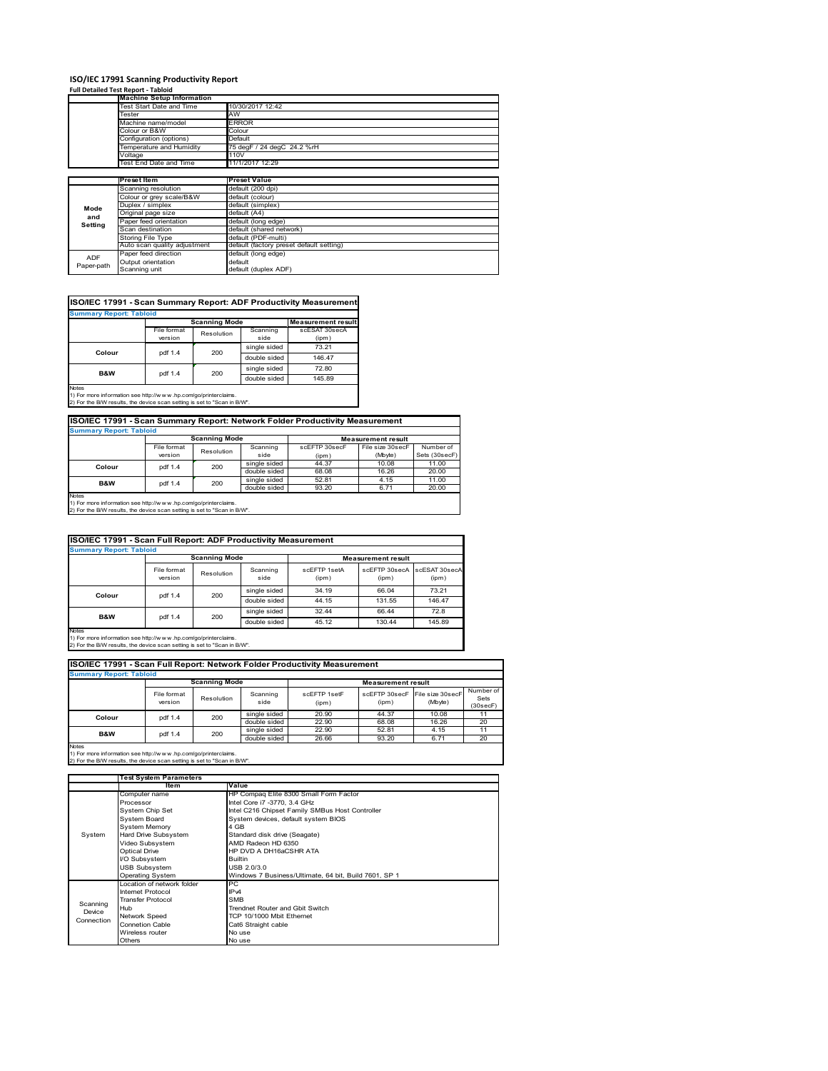# ISO/IEC 17991 Scanning Productivity Report

## Full Detailed Test Report - Tabloid

| | Machine Setup Information | |
|---|---|---|
| | Test Start Date and Time | 10/30/2017 12:42 |
| | Tester | AW |
| | Machine name/model | ERROR |
| | Colour or B&W | Colour |
| | Configuration (options) | Default |
| | Temperature and Humidity | 75 degF / 24 degC 24.2 %rH |
| | Voltage | 110V |
| | Test End Date and Time | 11/1/2017 12:29 |

| | Preset Item | Preset Value |
|---|---|---|
| Mode and Setting | Scanning resolution | default (200 dpi) |
| | Colour or grey scale/B&W | default (colour) |
| | Duplex / simplex | default (simplex) |
| | Original page size | default (A4) |
| | Paper feed orientation | default (long edge) |
| | Scan destination | default (shared network) |
| | Storing File Type | default (PDF-multi) |
| | Auto scan quality adjustment | default (factory preset default setting) |
| ADF Paper-path | Paper feed direction | default (long edge) |
| | Output orientation | default |
| | Scanning unit | default (duplex ADF) |

## ISO/IEC 17991 - Scan Summary Report: ADF Productivity Measurement

**Summary Report: Tabloid**

| | Scanning Mode | | | Measurement result |
|---|---|---|---|---|
| | File format version | Resolution | Scanning side | scESAT 30secA (ipm) |
| Colour | pdf 1.4 | 200 | single sided | 73.21 |
| | | | double sided | 146.47 |
| B&W | pdf 1.4 | 200 | single sided | 72.80 |
| | | | double sided | 145.89 |

Notes
1) For more information see http://w w w .hp.com/go/printerclaims.
2) For the B/W results, the device scan setting is set to "Scan in B/W".

## ISO/IEC 17991 - Scan Summary Report: Network Folder Productivity Measurement

**Summary Report: Tabloid**

| | Scanning Mode | | | Measurement result | | |
|---|---|---|---|---|---|---|
| | File format version | Resolution | Scanning side | scEFTP 30secF (ipm) | File size 30secF (Mbyte) | Number of Sets (30secF) |
| Colour | pdf 1.4 | 200 | single sided | 44.37 | 10.08 | 11.00 |
| | | | double sided | 68.08 | 16.26 | 20.00 |
| B&W | pdf 1.4 | 200 | single sided | 52.81 | 4.15 | 11.00 |
| | | | double sided | 93.20 | 6.71 | 20.00 |

Notes
1) For more information see http://w w w .hp.com/go/printerclaims.
2) For the B/W results, the device scan setting is set to "Scan in B/W".

## ISO/IEC 17991 - Scan Full Report: ADF Productivity Measurement

**Summary Report: Tabloid**

| | Scanning Mode | | | Measurement result | | |
|---|---|---|---|---|---|---|
| | File format version | Resolution | Scanning side | scEFTP 1setA (ipm) | scEFTP 30secA (ipm) | scESAT 30secA (ipm) |
| Colour | pdf 1.4 | 200 | single sided | 34.19 | 66.04 | 73.21 |
| | | | double sided | 44.15 | 131.55 | 146.47 |
| B&W | pdf 1.4 | 200 | single sided | 32.44 | 66.44 | 72.8 |
| | | | double sided | 45.12 | 130.44 | 145.89 |

Notes
1) For more information see http://w w w .hp.com/go/printerclaims.
2) For the B/W results, the device scan setting is set to "Scan in B/W".

## ISO/IEC 17991 - Scan Full Report: Network Folder Productivity Measurement

**Summary Report: Tabloid**

| | Scanning Mode | | | Measurement result | | | |
|---|---|---|---|---|---|---|---|
| | File format version | Resolution | Scanning side | scEFTP 1setF (ipm) | scEFTP 30secF (ipm) | File size 30secF (Mbyte) | Number of Sets (30secF) |
| Colour | pdf 1.4 | 200 | single sided | 20.90 | 44.37 | 10.08 | 11 |
| | | | double sided | 22.90 | 68.08 | 16.26 | 20 |
| B&W | pdf 1.4 | 200 | single sided | 22.90 | 52.81 | 4.15 | 11 |
| | | | double sided | 26.66 | 93.20 | 6.71 | 20 |

Notes
1) For more information see http://w w w .hp.com/go/printerclaims.
2) For the B/W results, the device scan setting is set to "Scan in B/W".

| | Test System Parameters | |
|---|---|---|
| | Item | Value |
| System | Computer name | HP Compaq Elite 8300 Small Form Factor |
| | Processor | Intel Core i7 -3770, 3.4 GHz |
| | System Chip Set | Intel C216 Chipset Family SMBus Host Controller |
| | System Board | System devices, default system BIOS |
| | System Memory | 4 GB |
| | Hard Drive Subsystem | Standard disk drive (Seagate) |
| | Video Subsystem | AMD Radeon HD 6350 |
| | Optical Drive | HP DVD A DH16aCSHR ATA |
| | I/O Subsystem | Builtin |
| | USB Subsystem | USB 2.0/3.0 |
| | Operating System | Windows 7 Business/Ultimate, 64 bit, Build 7601, SP 1 |
| Scanning Device Connection | Location of network folder | PC |
| | Internet Protocol | IPv4 |
| | Transfer Protocol | SMB |
| | Hub | Trendnet Router and Gbit Switch |
| | Network Speed | TCP 10/1000 Mbit Ethernet |
| | Connetion Cable | Cat6 Straight cable |
| | Wireless router | No use |
| | Others | No use |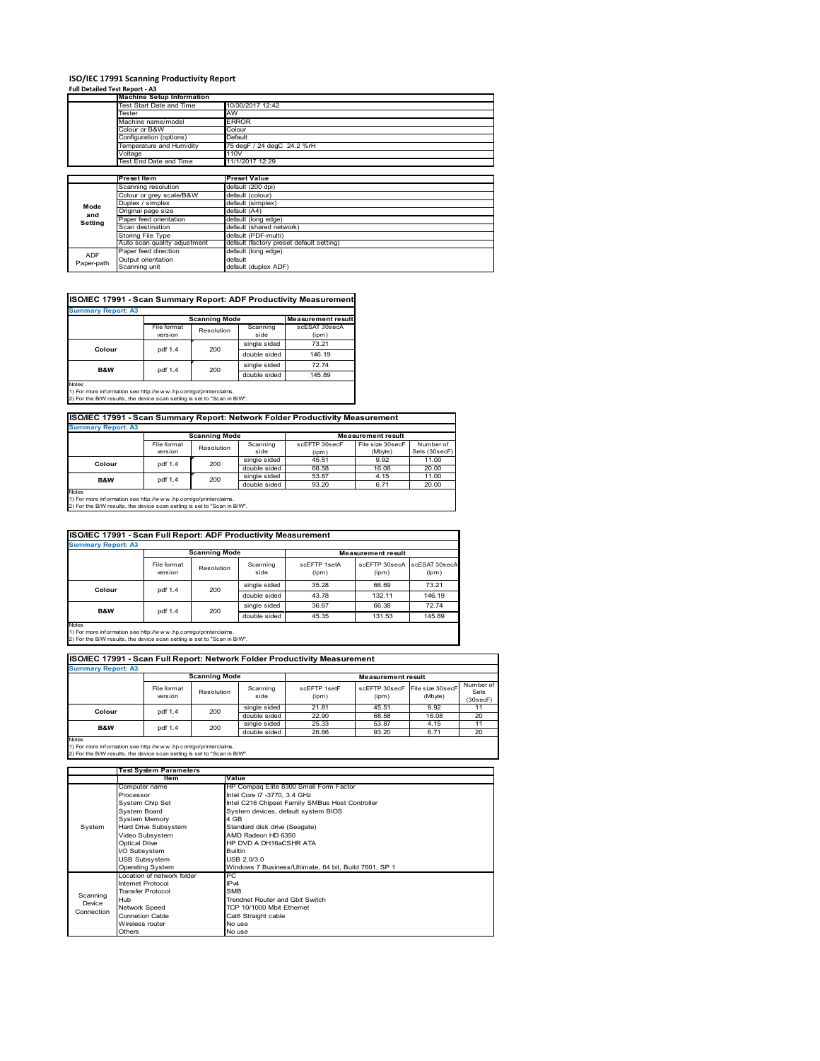# ISO/IEC 17991 Scanning Productivity Report

**Full Detailed Test Report - A3**

| | Machine Setup Information | |
|---|---|---|
| | Test Start Date and Time | 10/30/2017 12:42 |
| | Tester | AW |
| | Machine name/model | ERROR |
| | Colour or B&W | Colour |
| | Configuration (options) | Default |
| | Temperature and Humidity | 75 degF / 24 degC 24.2 %rH |
| | Voltage | 110V |
| | Test End Date and Time | 11/1/2017 12:29 |

| | Preset Item | Preset Value |
|---|---|---|
| Mode and Setting | Scanning resolution | default (200 dpi) |
| | Colour or grey scale/B&W | default (colour) |
| | Duplex / simplex | default (simplex) |
| | Original page size | default (A4) |
| | Paper feed orientation | default (long edge) |
| | Scan destination | default (shared network) |
| | Storing File Type | default (PDF-multi) |
| | Auto scan quality adjustment | default (factory preset default setting) |
| ADF Paper-path | Paper feed direction | default (long edge) |
| | Output orientation | default |
| | Scanning unit | default (duplex ADF) |

## ISO/IEC 17991 - Scan Summary Report: ADF Productivity Measurement

**Summary Report: A3**

| | Scanning Mode | | | Measurement result |
|---|---|---|---|---|
| | File format version | Resolution | Scanning side | scESAT 30secA (ipm) |
| Colour | pdf 1.4 | 200 | single sided | 73.21 |
| | | | double sided | 146.19 |
| B&W | pdf 1.4 | 200 | single sided | 72.74 |
| | | | double sided | 145.89 |

Notes
1) For more information see http://w w w .hp.com/go/printerclaims.
2) For the B/W results, the device scan setting is set to "Scan in B/W".

## ISO/IEC 17991 - Scan Summary Report: Network Folder Productivity Measurement

**Summary Report: A3**

| | Scanning Mode | | | Measurement result | | |
|---|---|---|---|---|---|---|
| | File format version | Resolution | Scanning side | scEFTP 30secF (ipm) | File size 30secF (Mbyte) | Number of Sets (30secF) |
| Colour | pdf 1.4 | 200 | single sided | 45.51 | 9.92 | 11.00 |
| | | | double sided | 68.58 | 16.08 | 20.00 |
| B&W | pdf 1.4 | 200 | single sided | 53.87 | 4.15 | 11.00 |
| | | | double sided | 93.20 | 6.71 | 20.00 |

Notes
1) For more information see http://w w w .hp.com/go/printerclaims.
2) For the B/W results, the device scan setting is set to "Scan in B/W".

## ISO/IEC 17991 - Scan Full Report: ADF Productivity Measurement

**Summary Report: A3**

| | Scanning Mode | | | Measurement result | | |
|---|---|---|---|---|---|---|
| | File format version | Resolution | Scanning side | scEFTP 1setA (ipm) | scEFTP 30secA (ipm) | scESAT 30secA (ipm) |
| Colour | pdf 1.4 | 200 | single sided | 35.28 | 66.69 | 73.21 |
| | | | double sided | 43.78 | 132.11 | 146.19 |
| B&W | pdf 1.4 | 200 | single sided | 36.67 | 66.38 | 72.74 |
| | | | double sided | 45.35 | 131.53 | 145.89 |

Notes
1) For more information see http://w w w .hp.com/go/printerclaims.
2) For the B/W results, the device scan setting is set to "Scan in B/W".

## ISO/IEC 17991 - Scan Full Report: Network Folder Productivity Measurement

**Summary Report: A3**

| | Scanning Mode | | | Measurement result | | | |
|---|---|---|---|---|---|---|---|
| | File format version | Resolution | Scanning side | scEFTP 1setF (ipm) | scEFTP 30secF (ipm) | File size 30secF (Mbyte) | Number of Sets (30secF) |
| Colour | pdf 1.4 | 200 | single sided | 21.81 | 45.51 | 9.92 | 11 |
| | | | double sided | 22.90 | 68.58 | 16.08 | 20 |
| B&W | pdf 1.4 | 200 | single sided | 25.33 | 53.87 | 4.15 | 11 |
| | | | double sided | 26.66 | 93.20 | 6.71 | 20 |

Notes
1) For more information see http://w w w .hp.com/go/printerclaims.
2) For the B/W results, the device scan setting is set to "Scan in B/W".

| | Test System Parameters | |
|---|---|---|
| | Item | Value |
| System | Computer name | HP Compaq Elite 8300 Small Form Factor |
| | Processor | Intel Core i7 -3770, 3.4 GHz |
| | System Chip Set | Intel C216 Chipset Family SMBus Host Controller |
| | System Board | System devices, default system BIOS |
| | System Memory | 4 GB |
| | Hard Drive Subsystem | Standard disk drive (Seagate) |
| | Video Subsystem | AMD Radeon HD 6350 |
| | Optical Drive | HP DVD A DH16aCSHR ATA |
| | I/O Subsystem | Builtin |
| | USB Subsystem | USB 2.0/3.0 |
| | Operating System | Windows 7 Business/Ultimate, 64 bit, Build 7601, SP 1 |
| Scanning Device Connection | Location of network folder | PC |
| | Internet Protocol | IPv4 |
| | Transfer Protocol | SMB |
| | Hub | Trendnet Router and Gbit Switch |
| | Network Speed | TCP 10/1000 Mbit Ethernet |
| | Connetion Cable | Cat6 Straight cable |
| | Wireless router | No use |
| | Others | No use |